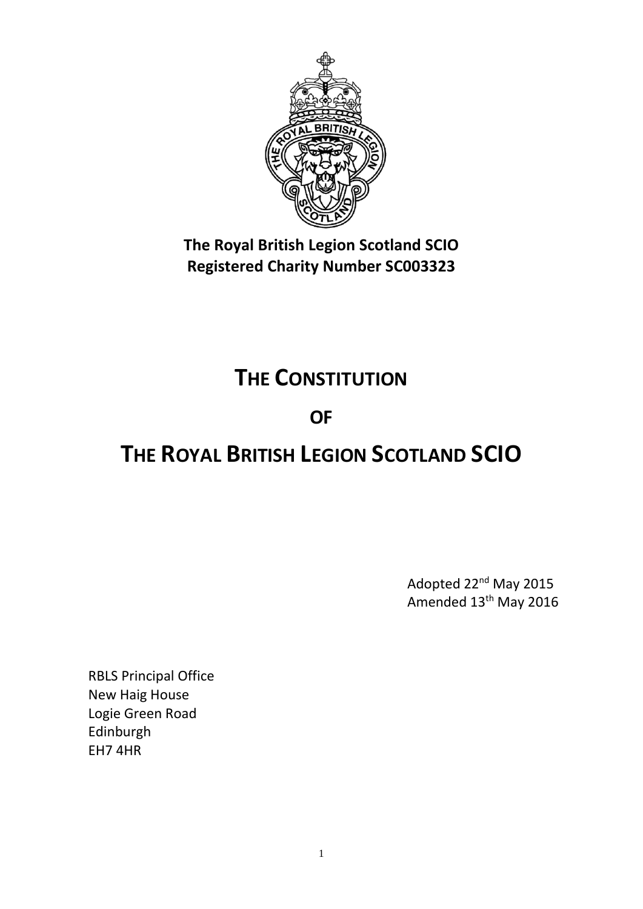**The Royal British Legion Scotland SCIO**
**Registered Charity Number SC003323**

# THE CONSTITUTION

# OF

# THE ROYAL BRITISH LEGION SCOTLAND SCIO

Adopted 22nd May 2015
Amended 13th May 2016

RBLS Principal Office
New Haig House
Logie Green Road
Edinburgh
EH7 4HR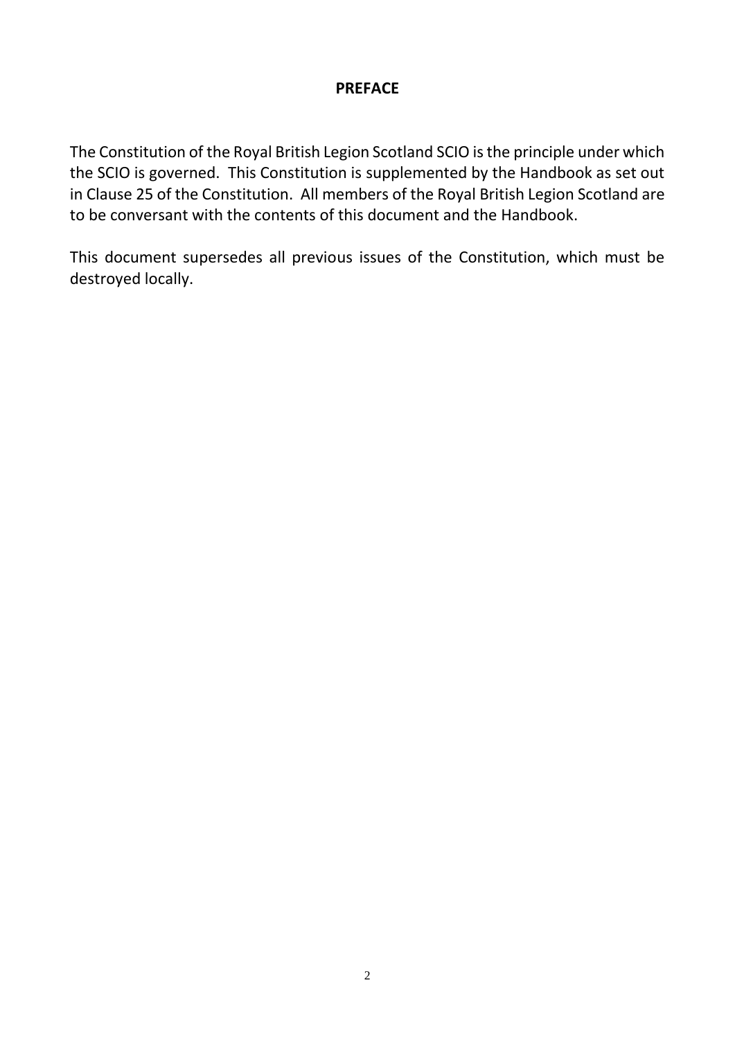## PREFACE

The Constitution of the Royal British Legion Scotland SCIO is the principle under which the SCIO is governed. This Constitution is supplemented by the Handbook as set out in Clause 25 of the Constitution. All members of the Royal British Legion Scotland are to be conversant with the contents of this document and the Handbook.

This document supersedes all previous issues of the Constitution, which must be destroyed locally.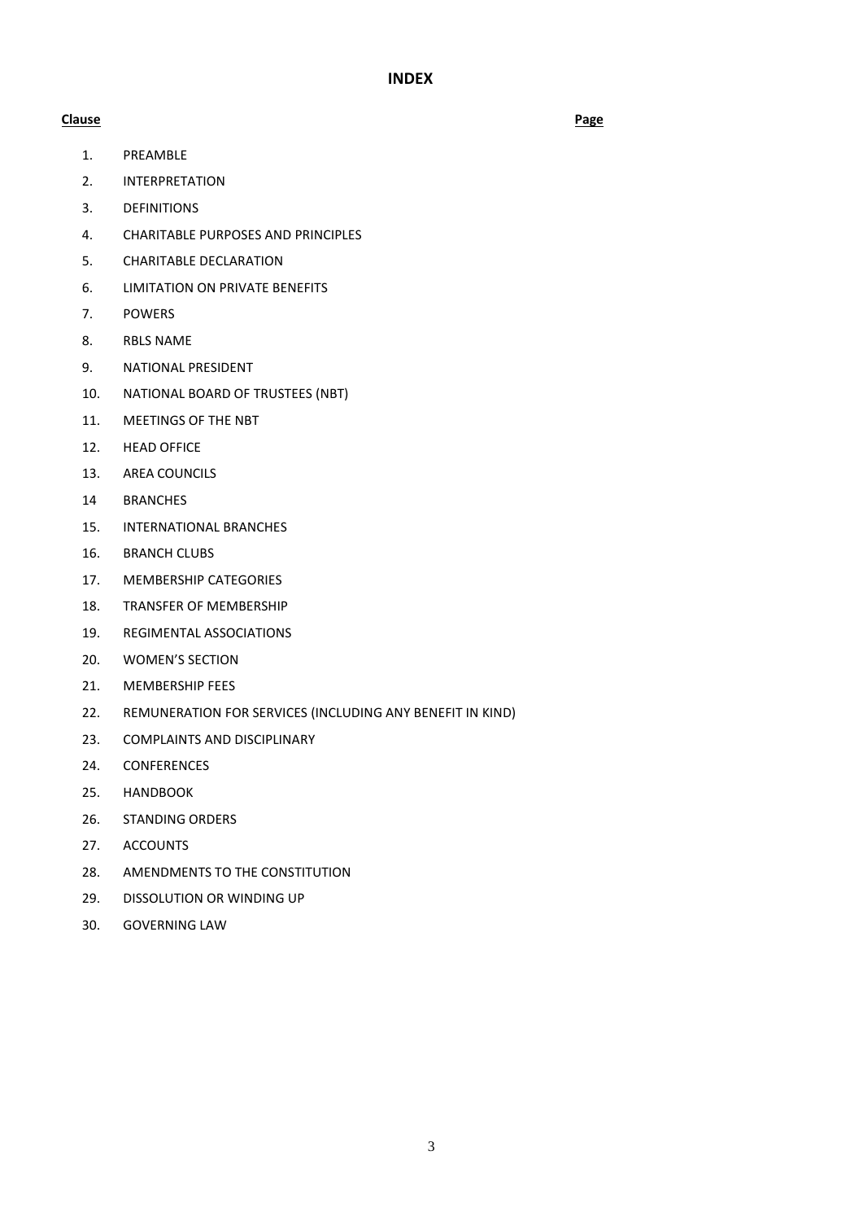# INDEX

| Clause | | Page |
|---|---|---|
| 1. | PREAMBLE | |
| 2. | INTERPRETATION | |
| 3. | DEFINITIONS | |
| 4. | CHARITABLE PURPOSES AND PRINCIPLES | |
| 5. | CHARITABLE DECLARATION | |
| 6. | LIMITATION ON PRIVATE BENEFITS | |
| 7. | POWERS | |
| 8. | RBLS NAME | |
| 9. | NATIONAL PRESIDENT | |
| 10. | NATIONAL BOARD OF TRUSTEES (NBT) | |
| 11. | MEETINGS OF THE NBT | |
| 12. | HEAD OFFICE | |
| 13. | AREA COUNCILS | |
| 14 | BRANCHES | |
| 15. | INTERNATIONAL BRANCHES | |
| 16. | BRANCH CLUBS | |
| 17. | MEMBERSHIP CATEGORIES | |
| 18. | TRANSFER OF MEMBERSHIP | |
| 19. | REGIMENTAL ASSOCIATIONS | |
| 20. | WOMEN'S SECTION | |
| 21. | MEMBERSHIP FEES | |
| 22. | REMUNERATION FOR SERVICES (INCLUDING ANY BENEFIT IN KIND) | |
| 23. | COMPLAINTS AND DISCIPLINARY | |
| 24. | CONFERENCES | |
| 25. | HANDBOOK | |
| 26. | STANDING ORDERS | |
| 27. | ACCOUNTS | |
| 28. | AMENDMENTS TO THE CONSTITUTION | |
| 29. | DISSOLUTION OR WINDING UP | |
| 30. | GOVERNING LAW | |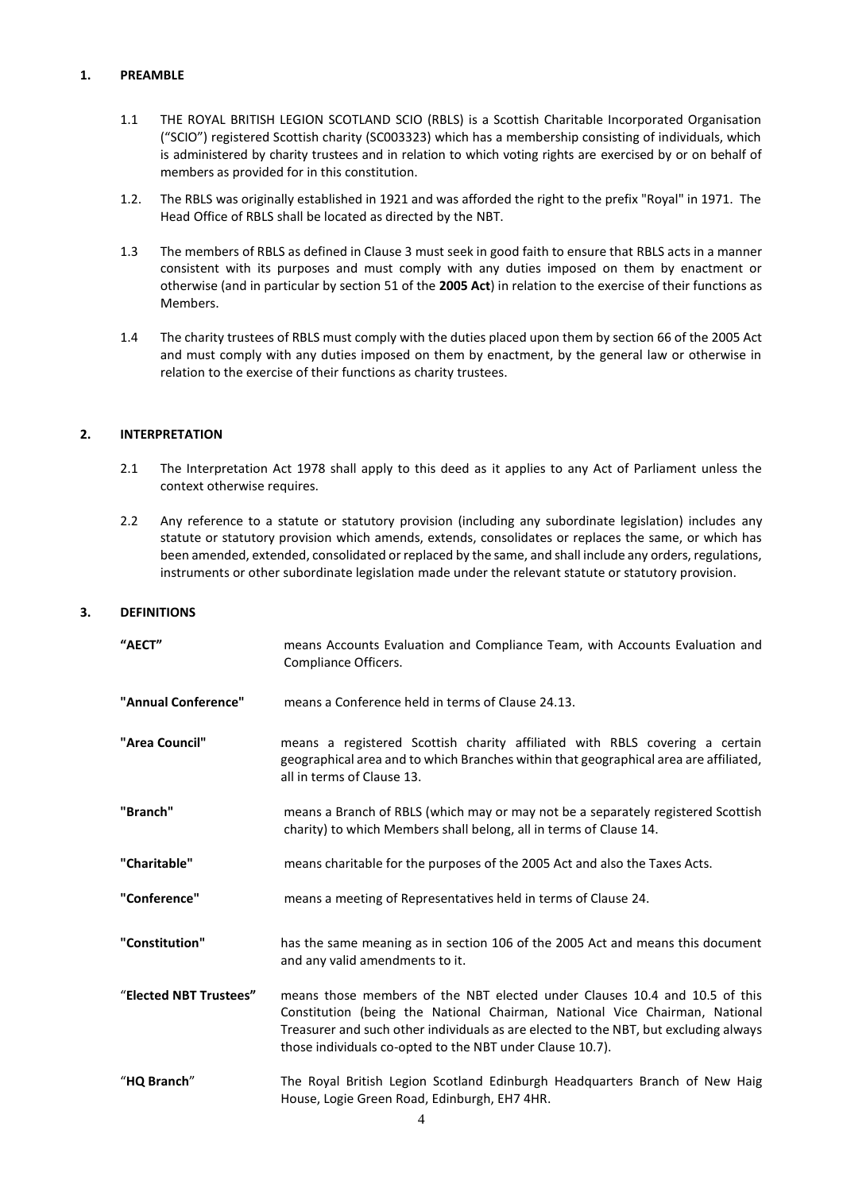## 1. PREAMBLE

1.1 THE ROYAL BRITISH LEGION SCOTLAND SCIO (RBLS) is a Scottish Charitable Incorporated Organisation ("SCIO") registered Scottish charity (SC003323) which has a membership consisting of individuals, which is administered by charity trustees and in relation to which voting rights are exercised by or on behalf of members as provided for in this constitution.

1.2. The RBLS was originally established in 1921 and was afforded the right to the prefix "Royal" in 1971. The Head Office of RBLS shall be located as directed by the NBT.

1.3 The members of RBLS as defined in Clause 3 must seek in good faith to ensure that RBLS acts in a manner consistent with its purposes and must comply with any duties imposed on them by enactment or otherwise (and in particular by section 51 of the **2005 Act**) in relation to the exercise of their functions as Members.

1.4 The charity trustees of RBLS must comply with the duties placed upon them by section 66 of the 2005 Act and must comply with any duties imposed on them by enactment, by the general law or otherwise in relation to the exercise of their functions as charity trustees.

## 2. INTERPRETATION

2.1 The Interpretation Act 1978 shall apply to this deed as it applies to any Act of Parliament unless the context otherwise requires.

2.2 Any reference to a statute or statutory provision (including any subordinate legislation) includes any statute or statutory provision which amends, extends, consolidates or replaces the same, or which has been amended, extended, consolidated or replaced by the same, and shall include any orders, regulations, instruments or other subordinate legislation made under the relevant statute or statutory provision.

## 3. DEFINITIONS

**"AECT"** means Accounts Evaluation and Compliance Team, with Accounts Evaluation and Compliance Officers.

**"Annual Conference"** means a Conference held in terms of Clause 24.13.

**"Area Council"** means a registered Scottish charity affiliated with RBLS covering a certain geographical area and to which Branches within that geographical area are affiliated, all in terms of Clause 13.

**"Branch"** means a Branch of RBLS (which may or may not be a separately registered Scottish charity) to which Members shall belong, all in terms of Clause 14.

**"Charitable"** means charitable for the purposes of the 2005 Act and also the Taxes Acts.

**"Conference"** means a meeting of Representatives held in terms of Clause 24.

**"Constitution"** has the same meaning as in section 106 of the 2005 Act and means this document and any valid amendments to it.

**"Elected NBT Trustees"** means those members of the NBT elected under Clauses 10.4 and 10.5 of this Constitution (being the National Chairman, National Vice Chairman, National Treasurer and such other individuals as are elected to the NBT, but excluding always those individuals co-opted to the NBT under Clause 10.7).

**"HQ Branch"** The Royal British Legion Scotland Edinburgh Headquarters Branch of New Haig House, Logie Green Road, Edinburgh, EH7 4HR.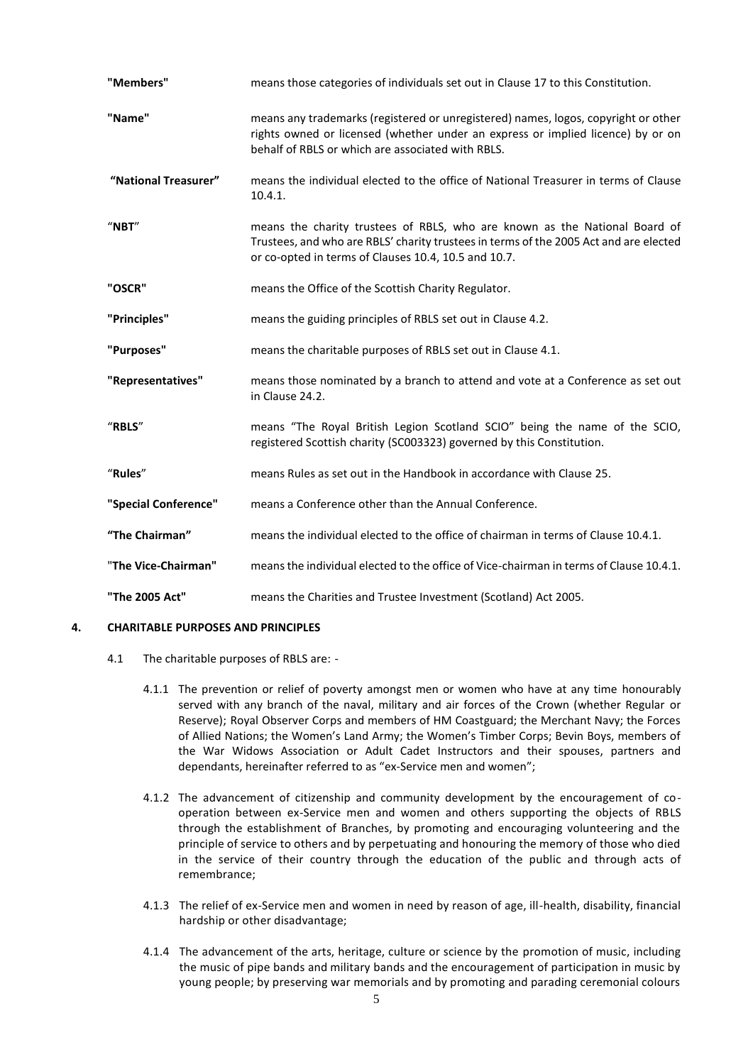**"Members"** means those categories of individuals set out in Clause 17 to this Constitution.

**"Name"** means any trademarks (registered or unregistered) names, logos, copyright or other rights owned or licensed (whether under an express or implied licence) by or on behalf of RBLS or which are associated with RBLS.

**"National Treasurer"** means the individual elected to the office of National Treasurer in terms of Clause 10.4.1.

**"NBT"** means the charity trustees of RBLS, who are known as the National Board of Trustees, and who are RBLS' charity trustees in terms of the 2005 Act and are elected or co-opted in terms of Clauses 10.4, 10.5 and 10.7.

**"OSCR"** means the Office of the Scottish Charity Regulator.

**"Principles"** means the guiding principles of RBLS set out in Clause 4.2.

**"Purposes"** means the charitable purposes of RBLS set out in Clause 4.1.

**"Representatives"** means those nominated by a branch to attend and vote at a Conference as set out in Clause 24.2.

**"RBLS"** means "The Royal British Legion Scotland SCIO" being the name of the SCIO, registered Scottish charity (SC003323) governed by this Constitution.

**"Rules"** means Rules as set out in the Handbook in accordance with Clause 25.

**"Special Conference"** means a Conference other than the Annual Conference.

**"The Chairman"** means the individual elected to the office of chairman in terms of Clause 10.4.1.

**"The Vice-Chairman"** means the individual elected to the office of Vice-chairman in terms of Clause 10.4.1.

**"The 2005 Act"** means the Charities and Trustee Investment (Scotland) Act 2005.

## 4. CHARITABLE PURPOSES AND PRINCIPLES

4.1 The charitable purposes of RBLS are: -

4.1.1 The prevention or relief of poverty amongst men or women who have at any time honourably served with any branch of the naval, military and air forces of the Crown (whether Regular or Reserve); Royal Observer Corps and members of HM Coastguard; the Merchant Navy; the Forces of Allied Nations; the Women's Land Army; the Women's Timber Corps; Bevin Boys, members of the War Widows Association or Adult Cadet Instructors and their spouses, partners and dependants, hereinafter referred to as "ex-Service men and women";

4.1.2 The advancement of citizenship and community development by the encouragement of co-operation between ex-Service men and women and others supporting the objects of RBLS through the establishment of Branches, by promoting and encouraging volunteering and the principle of service to others and by perpetuating and honouring the memory of those who died in the service of their country through the education of the public and through acts of remembrance;

4.1.3 The relief of ex-Service men and women in need by reason of age, ill-health, disability, financial hardship or other disadvantage;

4.1.4 The advancement of the arts, heritage, culture or science by the promotion of music, including the music of pipe bands and military bands and the encouragement of participation in music by young people; by preserving war memorials and by promoting and parading ceremonial colours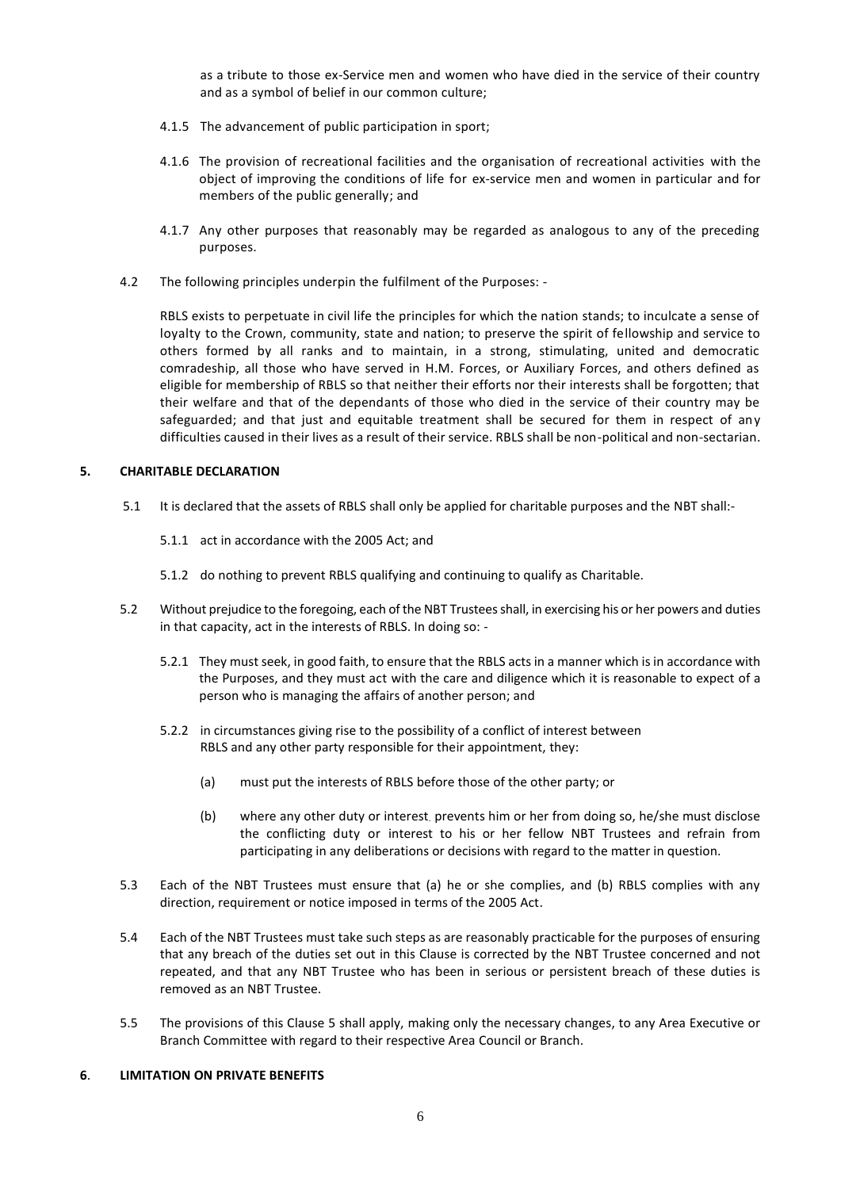as a tribute to those ex-Service men and women who have died in the service of their country and as a symbol of belief in our common culture;

4.1.5 The advancement of public participation in sport;

4.1.6 The provision of recreational facilities and the organisation of recreational activities with the object of improving the conditions of life for ex-service men and women in particular and for members of the public generally; and

4.1.7 Any other purposes that reasonably may be regarded as analogous to any of the preceding purposes.

4.2 The following principles underpin the fulfilment of the Purposes: -

RBLS exists to perpetuate in civil life the principles for which the nation stands; to inculcate a sense of loyalty to the Crown, community, state and nation; to preserve the spirit of fellowship and service to others formed by all ranks and to maintain, in a strong, stimulating, united and democratic comradeship, all those who have served in H.M. Forces, or Auxiliary Forces, and others defined as eligible for membership of RBLS so that neither their efforts nor their interests shall be forgotten; that their welfare and that of the dependants of those who died in the service of their country may be safeguarded; and that just and equitable treatment shall be secured for them in respect of any difficulties caused in their lives as a result of their service. RBLS shall be non-political and non-sectarian.

## 5. CHARITABLE DECLARATION

5.1 It is declared that the assets of RBLS shall only be applied for charitable purposes and the NBT shall:-

5.1.1 act in accordance with the 2005 Act; and

5.1.2 do nothing to prevent RBLS qualifying and continuing to qualify as Charitable.

5.2 Without prejudice to the foregoing, each of the NBT Trustees shall, in exercising his or her powers and duties in that capacity, act in the interests of RBLS. In doing so: -

5.2.1 They must seek, in good faith, to ensure that the RBLS acts in a manner which is in accordance with the Purposes, and they must act with the care and diligence which it is reasonable to expect of a person who is managing the affairs of another person; and

5.2.2 in circumstances giving rise to the possibility of a conflict of interest between RBLS and any other party responsible for their appointment, they:

(a) must put the interests of RBLS before those of the other party; or

(b) where any other duty or interest prevents him or her from doing so, he/she must disclose the conflicting duty or interest to his or her fellow NBT Trustees and refrain from participating in any deliberations or decisions with regard to the matter in question.

5.3 Each of the NBT Trustees must ensure that (a) he or she complies, and (b) RBLS complies with any direction, requirement or notice imposed in terms of the 2005 Act.

5.4 Each of the NBT Trustees must take such steps as are reasonably practicable for the purposes of ensuring that any breach of the duties set out in this Clause is corrected by the NBT Trustee concerned and not repeated, and that any NBT Trustee who has been in serious or persistent breach of these duties is removed as an NBT Trustee.

5.5 The provisions of this Clause 5 shall apply, making only the necessary changes, to any Area Executive or Branch Committee with regard to their respective Area Council or Branch.

## 6. LIMITATION ON PRIVATE BENEFITS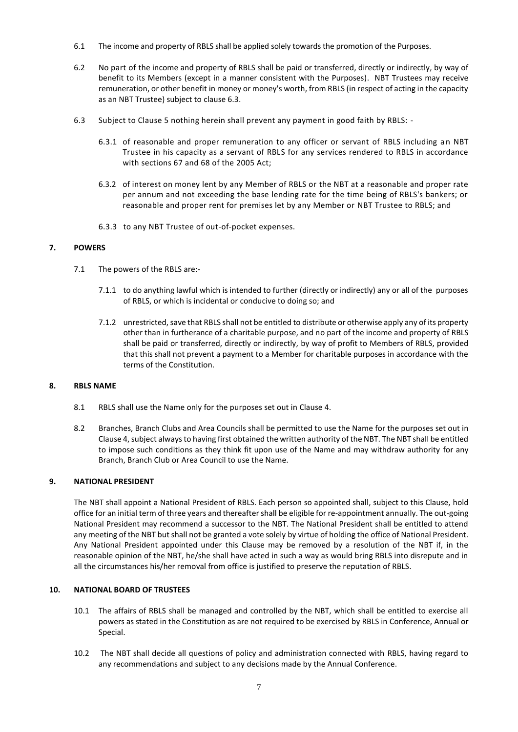6.1 The income and property of RBLS shall be applied solely towards the promotion of the Purposes.

6.2 No part of the income and property of RBLS shall be paid or transferred, directly or indirectly, by way of benefit to its Members (except in a manner consistent with the Purposes). NBT Trustees may receive remuneration, or other benefit in money or money's worth, from RBLS (in respect of acting in the capacity as an NBT Trustee) subject to clause 6.3.

6.3 Subject to Clause 5 nothing herein shall prevent any payment in good faith by RBLS: -

6.3.1 of reasonable and proper remuneration to any officer or servant of RBLS including an NBT Trustee in his capacity as a servant of RBLS for any services rendered to RBLS in accordance with sections 67 and 68 of the 2005 Act;

6.3.2 of interest on money lent by any Member of RBLS or the NBT at a reasonable and proper rate per annum and not exceeding the base lending rate for the time being of RBLS's bankers; or reasonable and proper rent for premises let by any Member or NBT Trustee to RBLS; and

6.3.3 to any NBT Trustee of out-of-pocket expenses.

## 7. POWERS

7.1 The powers of the RBLS are:-

7.1.1 to do anything lawful which is intended to further (directly or indirectly) any or all of the purposes of RBLS, or which is incidental or conducive to doing so; and

7.1.2 unrestricted, save that RBLS shall not be entitled to distribute or otherwise apply any of its property other than in furtherance of a charitable purpose, and no part of the income and property of RBLS shall be paid or transferred, directly or indirectly, by way of profit to Members of RBLS, provided that this shall not prevent a payment to a Member for charitable purposes in accordance with the terms of the Constitution.

## 8. RBLS NAME

8.1 RBLS shall use the Name only for the purposes set out in Clause 4.

8.2 Branches, Branch Clubs and Area Councils shall be permitted to use the Name for the purposes set out in Clause 4, subject always to having first obtained the written authority of the NBT. The NBT shall be entitled to impose such conditions as they think fit upon use of the Name and may withdraw authority for any Branch, Branch Club or Area Council to use the Name.

## 9. NATIONAL PRESIDENT

The NBT shall appoint a National President of RBLS. Each person so appointed shall, subject to this Clause, hold office for an initial term of three years and thereafter shall be eligible for re-appointment annually. The out-going National President may recommend a successor to the NBT. The National President shall be entitled to attend any meeting of the NBT but shall not be granted a vote solely by virtue of holding the office of National President. Any National President appointed under this Clause may be removed by a resolution of the NBT if, in the reasonable opinion of the NBT, he/she shall have acted in such a way as would bring RBLS into disrepute and in all the circumstances his/her removal from office is justified to preserve the reputation of RBLS.

## 10. NATIONAL BOARD OF TRUSTEES

10.1 The affairs of RBLS shall be managed and controlled by the NBT, which shall be entitled to exercise all powers as stated in the Constitution as are not required to be exercised by RBLS in Conference, Annual or Special.

10.2 The NBT shall decide all questions of policy and administration connected with RBLS, having regard to any recommendations and subject to any decisions made by the Annual Conference.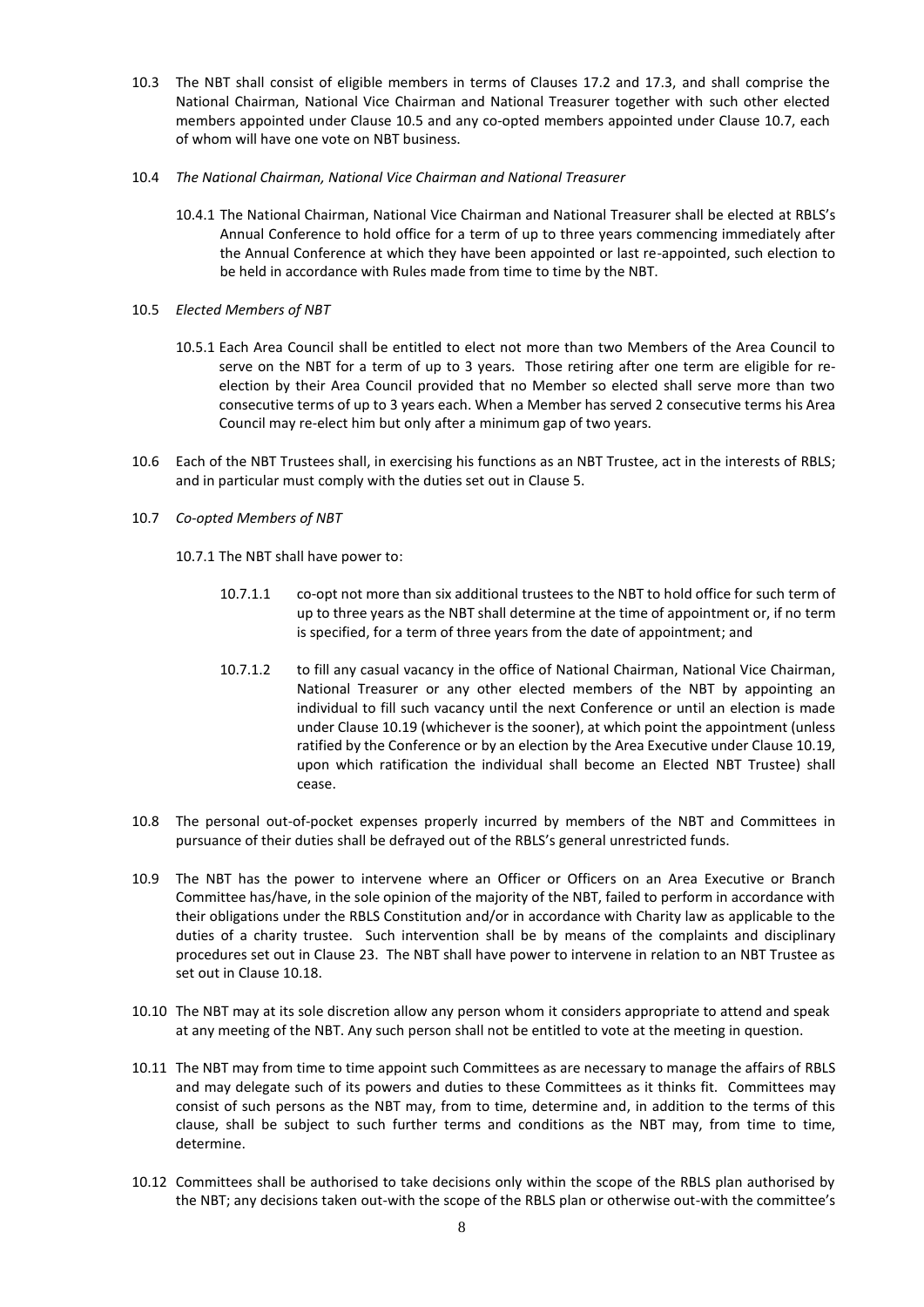10.3 The NBT shall consist of eligible members in terms of Clauses 17.2 and 17.3, and shall comprise the National Chairman, National Vice Chairman and National Treasurer together with such other elected members appointed under Clause 10.5 and any co-opted members appointed under Clause 10.7, each of whom will have one vote on NBT business.

10.4 *The National Chairman, National Vice Chairman and National Treasurer*

10.4.1 The National Chairman, National Vice Chairman and National Treasurer shall be elected at RBLS's Annual Conference to hold office for a term of up to three years commencing immediately after the Annual Conference at which they have been appointed or last re-appointed, such election to be held in accordance with Rules made from time to time by the NBT.

10.5 *Elected Members of NBT*

10.5.1 Each Area Council shall be entitled to elect not more than two Members of the Area Council to serve on the NBT for a term of up to 3 years. Those retiring after one term are eligible for re-election by their Area Council provided that no Member so elected shall serve more than two consecutive terms of up to 3 years each. When a Member has served 2 consecutive terms his Area Council may re-elect him but only after a minimum gap of two years.

10.6 Each of the NBT Trustees shall, in exercising his functions as an NBT Trustee, act in the interests of RBLS; and in particular must comply with the duties set out in Clause 5.

10.7 *Co-opted Members of NBT*

10.7.1 The NBT shall have power to:

10.7.1.1 co-opt not more than six additional trustees to the NBT to hold office for such term of up to three years as the NBT shall determine at the time of appointment or, if no term is specified, for a term of three years from the date of appointment; and

10.7.1.2 to fill any casual vacancy in the office of National Chairman, National Vice Chairman, National Treasurer or any other elected members of the NBT by appointing an individual to fill such vacancy until the next Conference or until an election is made under Clause 10.19 (whichever is the sooner), at which point the appointment (unless ratified by the Conference or by an election by the Area Executive under Clause 10.19, upon which ratification the individual shall become an Elected NBT Trustee) shall cease.

10.8 The personal out-of-pocket expenses properly incurred by members of the NBT and Committees in pursuance of their duties shall be defrayed out of the RBLS's general unrestricted funds.

10.9 The NBT has the power to intervene where an Officer or Officers on an Area Executive or Branch Committee has/have, in the sole opinion of the majority of the NBT, failed to perform in accordance with their obligations under the RBLS Constitution and/or in accordance with Charity law as applicable to the duties of a charity trustee. Such intervention shall be by means of the complaints and disciplinary procedures set out in Clause 23. The NBT shall have power to intervene in relation to an NBT Trustee as set out in Clause 10.18.

10.10 The NBT may at its sole discretion allow any person whom it considers appropriate to attend and speak at any meeting of the NBT. Any such person shall not be entitled to vote at the meeting in question.

10.11 The NBT may from time to time appoint such Committees as are necessary to manage the affairs of RBLS and may delegate such of its powers and duties to these Committees as it thinks fit. Committees may consist of such persons as the NBT may, from to time, determine and, in addition to the terms of this clause, shall be subject to such further terms and conditions as the NBT may, from time to time, determine.

10.12 Committees shall be authorised to take decisions only within the scope of the RBLS plan authorised by the NBT; any decisions taken out-with the scope of the RBLS plan or otherwise out-with the committee's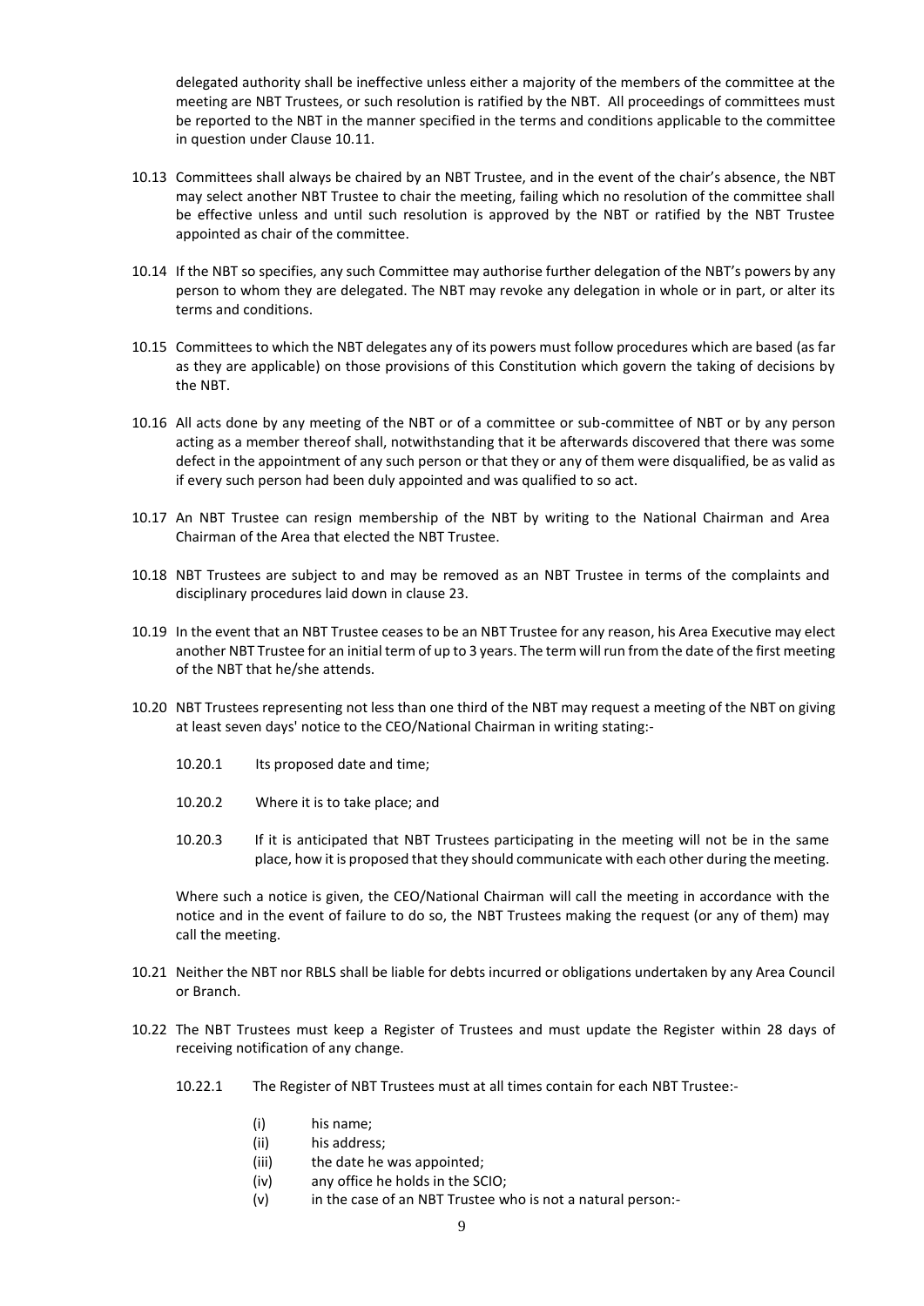delegated authority shall be ineffective unless either a majority of the members of the committee at the meeting are NBT Trustees, or such resolution is ratified by the NBT. All proceedings of committees must be reported to the NBT in the manner specified in the terms and conditions applicable to the committee in question under Clause 10.11.

10.13 Committees shall always be chaired by an NBT Trustee, and in the event of the chair's absence, the NBT may select another NBT Trustee to chair the meeting, failing which no resolution of the committee shall be effective unless and until such resolution is approved by the NBT or ratified by the NBT Trustee appointed as chair of the committee.

10.14 If the NBT so specifies, any such Committee may authorise further delegation of the NBT's powers by any person to whom they are delegated. The NBT may revoke any delegation in whole or in part, or alter its terms and conditions.

10.15 Committees to which the NBT delegates any of its powers must follow procedures which are based (as far as they are applicable) on those provisions of this Constitution which govern the taking of decisions by the NBT.

10.16 All acts done by any meeting of the NBT or of a committee or sub-committee of NBT or by any person acting as a member thereof shall, notwithstanding that it be afterwards discovered that there was some defect in the appointment of any such person or that they or any of them were disqualified, be as valid as if every such person had been duly appointed and was qualified to so act.

10.17 An NBT Trustee can resign membership of the NBT by writing to the National Chairman and Area Chairman of the Area that elected the NBT Trustee.

10.18 NBT Trustees are subject to and may be removed as an NBT Trustee in terms of the complaints and disciplinary procedures laid down in clause 23.

10.19 In the event that an NBT Trustee ceases to be an NBT Trustee for any reason, his Area Executive may elect another NBT Trustee for an initial term of up to 3 years. The term will run from the date of the first meeting of the NBT that he/she attends.

10.20 NBT Trustees representing not less than one third of the NBT may request a meeting of the NBT on giving at least seven days' notice to the CEO/National Chairman in writing stating:-

10.20.1 Its proposed date and time;

10.20.2 Where it is to take place; and

10.20.3 If it is anticipated that NBT Trustees participating in the meeting will not be in the same place, how it is proposed that they should communicate with each other during the meeting.

Where such a notice is given, the CEO/National Chairman will call the meeting in accordance with the notice and in the event of failure to do so, the NBT Trustees making the request (or any of them) may call the meeting.

10.21 Neither the NBT nor RBLS shall be liable for debts incurred or obligations undertaken by any Area Council or Branch.

10.22 The NBT Trustees must keep a Register of Trustees and must update the Register within 28 days of receiving notification of any change.

10.22.1 The Register of NBT Trustees must at all times contain for each NBT Trustee:-

(i) his name;
(ii) his address;
(iii) the date he was appointed;
(iv) any office he holds in the SCIO;
(v) in the case of an NBT Trustee who is not a natural person:-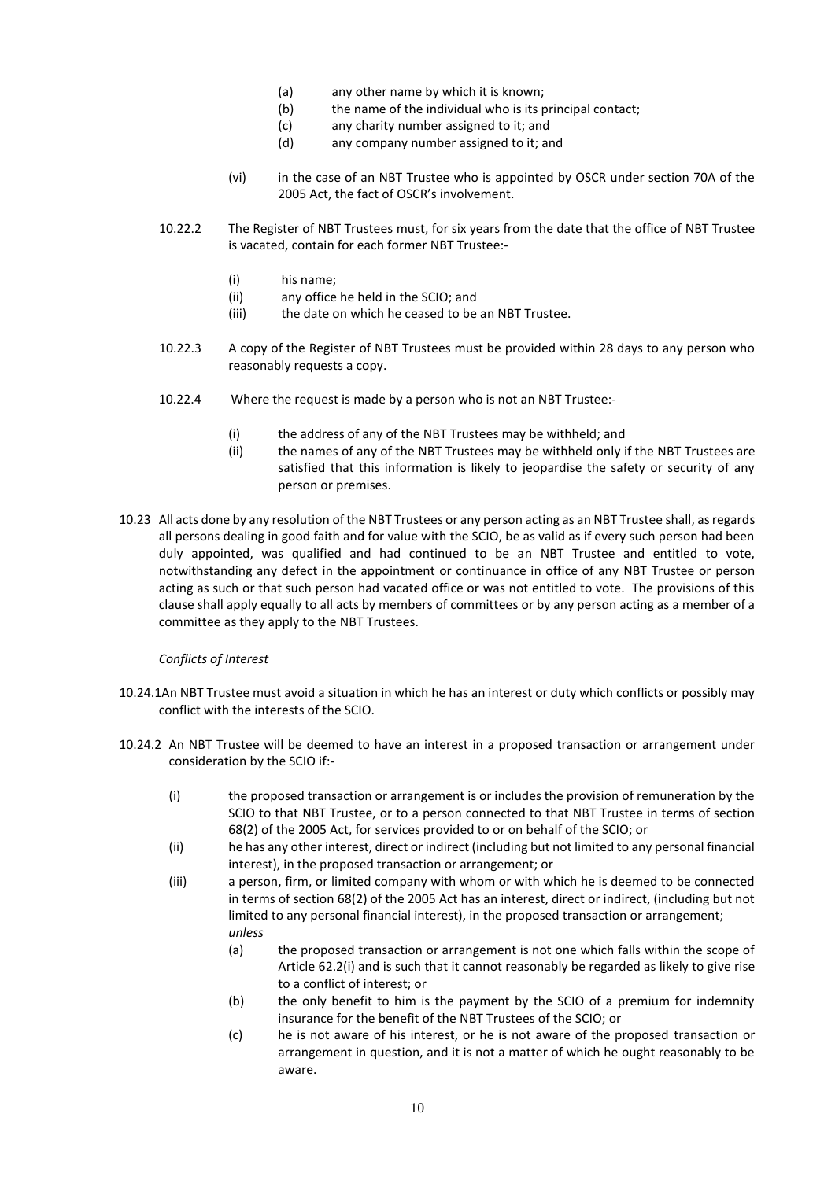- (a) any other name by which it is known;
- (b) the name of the individual who is its principal contact;
- (c) any charity number assigned to it; and
- (d) any company number assigned to it; and

(vi) in the case of an NBT Trustee who is appointed by OSCR under section 70A of the 2005 Act, the fact of OSCR's involvement.

10.22.2 The Register of NBT Trustees must, for six years from the date that the office of NBT Trustee is vacated, contain for each former NBT Trustee:-

- (i) his name;
- (ii) any office he held in the SCIO; and
- (iii) the date on which he ceased to be an NBT Trustee.

10.22.3 A copy of the Register of NBT Trustees must be provided within 28 days to any person who reasonably requests a copy.

10.22.4 Where the request is made by a person who is not an NBT Trustee:-

- (i) the address of any of the NBT Trustees may be withheld; and
- (ii) the names of any of the NBT Trustees may be withheld only if the NBT Trustees are satisfied that this information is likely to jeopardise the safety or security of any person or premises.

10.23 All acts done by any resolution of the NBT Trustees or any person acting as an NBT Trustee shall, as regards all persons dealing in good faith and for value with the SCIO, be as valid as if every such person had been duly appointed, was qualified and had continued to be an NBT Trustee and entitled to vote, notwithstanding any defect in the appointment or continuance in office of any NBT Trustee or person acting as such or that such person had vacated office or was not entitled to vote. The provisions of this clause shall apply equally to all acts by members of committees or by any person acting as a member of a committee as they apply to the NBT Trustees.

*Conflicts of Interest*

10.24.1 An NBT Trustee must avoid a situation in which he has an interest or duty which conflicts or possibly may conflict with the interests of the SCIO.

10.24.2 An NBT Trustee will be deemed to have an interest in a proposed transaction or arrangement under consideration by the SCIO if:-

- (i) the proposed transaction or arrangement is or includes the provision of remuneration by the SCIO to that NBT Trustee, or to a person connected to that NBT Trustee in terms of section 68(2) of the 2005 Act, for services provided to or on behalf of the SCIO; or
- (ii) he has any other interest, direct or indirect (including but not limited to any personal financial interest), in the proposed transaction or arrangement; or
- (iii) a person, firm, or limited company with whom or with which he is deemed to be connected in terms of section 68(2) of the 2005 Act has an interest, direct or indirect, (including but not limited to any personal financial interest), in the proposed transaction or arrangement;

*unless*

- (a) the proposed transaction or arrangement is not one which falls within the scope of Article 62.2(i) and is such that it cannot reasonably be regarded as likely to give rise to a conflict of interest; or
- (b) the only benefit to him is the payment by the SCIO of a premium for indemnity insurance for the benefit of the NBT Trustees of the SCIO; or
- (c) he is not aware of his interest, or he is not aware of the proposed transaction or arrangement in question, and it is not a matter of which he ought reasonably to be aware.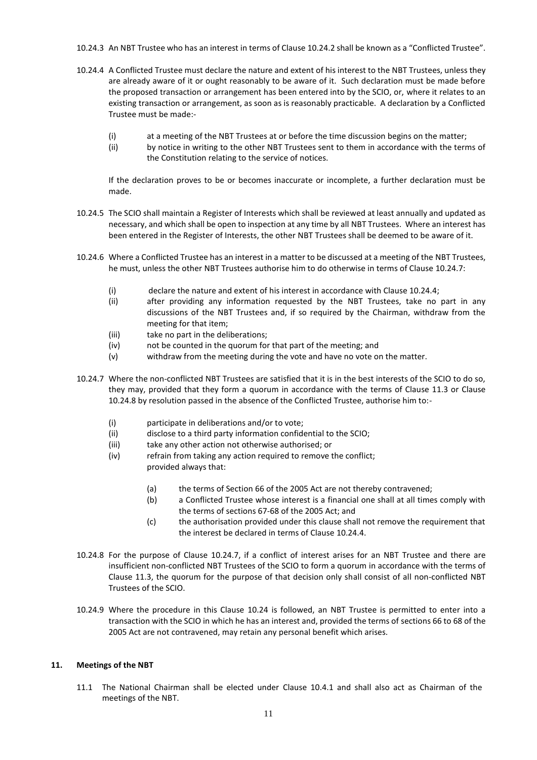10.24.3 An NBT Trustee who has an interest in terms of Clause 10.24.2 shall be known as a "Conflicted Trustee".

10.24.4 A Conflicted Trustee must declare the nature and extent of his interest to the NBT Trustees, unless they are already aware of it or ought reasonably to be aware of it. Such declaration must be made before the proposed transaction or arrangement has been entered into by the SCIO, or, where it relates to an existing transaction or arrangement, as soon as is reasonably practicable. A declaration by a Conflicted Trustee must be made:-

- (i) at a meeting of the NBT Trustees at or before the time discussion begins on the matter;
- (ii) by notice in writing to the other NBT Trustees sent to them in accordance with the terms of the Constitution relating to the service of notices.

If the declaration proves to be or becomes inaccurate or incomplete, a further declaration must be made.

10.24.5 The SCIO shall maintain a Register of Interests which shall be reviewed at least annually and updated as necessary, and which shall be open to inspection at any time by all NBT Trustees. Where an interest has been entered in the Register of Interests, the other NBT Trustees shall be deemed to be aware of it.

10.24.6 Where a Conflicted Trustee has an interest in a matter to be discussed at a meeting of the NBT Trustees, he must, unless the other NBT Trustees authorise him to do otherwise in terms of Clause 10.24.7:

- (i) declare the nature and extent of his interest in accordance with Clause 10.24.4;
- (ii) after providing any information requested by the NBT Trustees, take no part in any discussions of the NBT Trustees and, if so required by the Chairman, withdraw from the meeting for that item;
- (iii) take no part in the deliberations;
- (iv) not be counted in the quorum for that part of the meeting; and
- (v) withdraw from the meeting during the vote and have no vote on the matter.

10.24.7 Where the non-conflicted NBT Trustees are satisfied that it is in the best interests of the SCIO to do so, they may, provided that they form a quorum in accordance with the terms of Clause 11.3 or Clause 10.24.8 by resolution passed in the absence of the Conflicted Trustee, authorise him to:-

- (i) participate in deliberations and/or to vote;
- (ii) disclose to a third party information confidential to the SCIO;
- (iii) take any other action not otherwise authorised; or
- (iv) refrain from taking any action required to remove the conflict;
  provided always that:
  - (a) the terms of Section 66 of the 2005 Act are not thereby contravened;
  - (b) a Conflicted Trustee whose interest is a financial one shall at all times comply with the terms of sections 67-68 of the 2005 Act; and
  - (c) the authorisation provided under this clause shall not remove the requirement that the interest be declared in terms of Clause 10.24.4.

10.24.8 For the purpose of Clause 10.24.7, if a conflict of interest arises for an NBT Trustee and there are insufficient non-conflicted NBT Trustees of the SCIO to form a quorum in accordance with the terms of Clause 11.3, the quorum for the purpose of that decision only shall consist of all non-conflicted NBT Trustees of the SCIO.

10.24.9 Where the procedure in this Clause 10.24 is followed, an NBT Trustee is permitted to enter into a transaction with the SCIO in which he has an interest and, provided the terms of sections 66 to 68 of the 2005 Act are not contravened, may retain any personal benefit which arises.

## 11. Meetings of the NBT

11.1 The National Chairman shall be elected under Clause 10.4.1 and shall also act as Chairman of the meetings of the NBT.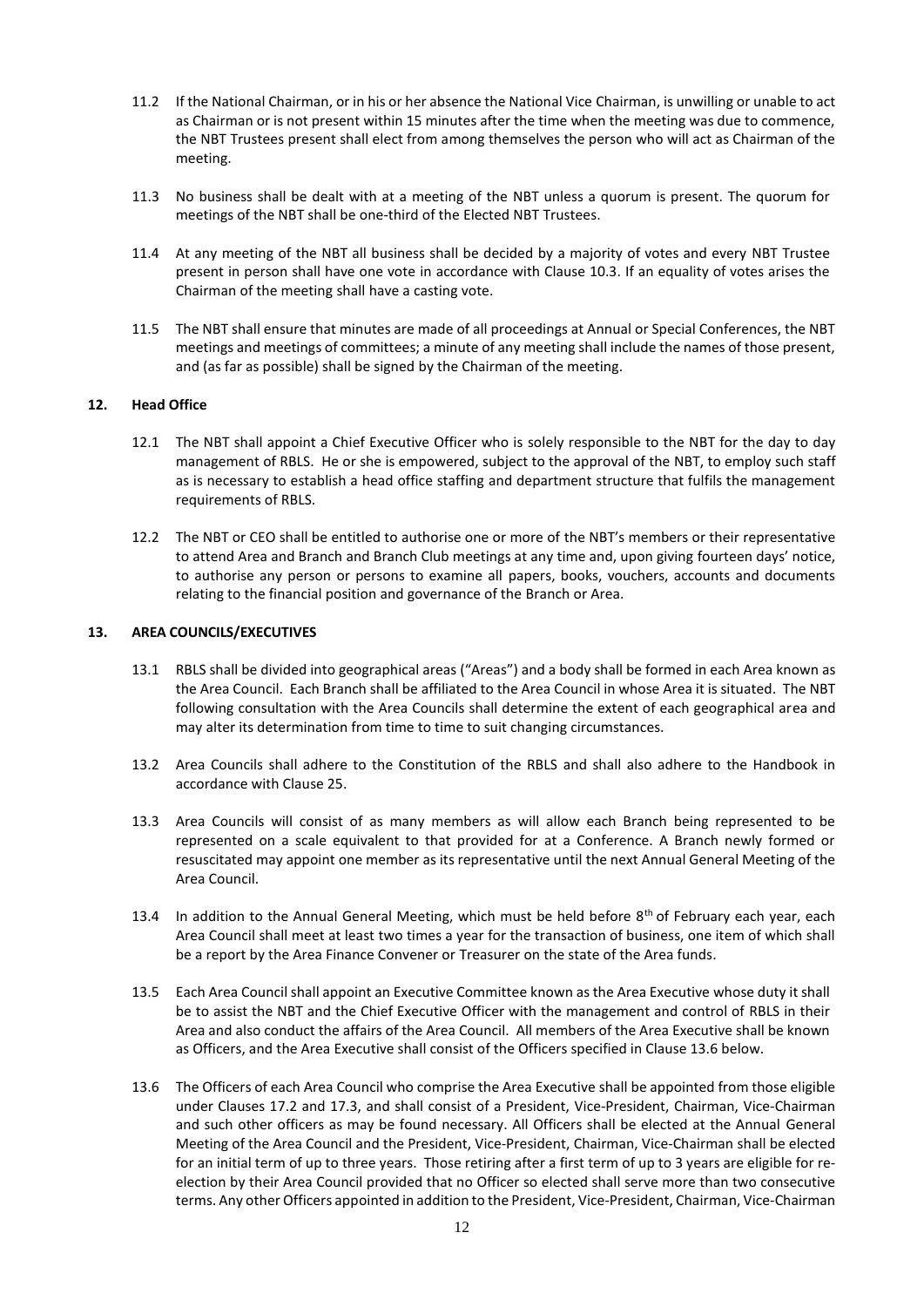11.2 If the National Chairman, or in his or her absence the National Vice Chairman, is unwilling or unable to act as Chairman or is not present within 15 minutes after the time when the meeting was due to commence, the NBT Trustees present shall elect from among themselves the person who will act as Chairman of the meeting.

11.3 No business shall be dealt with at a meeting of the NBT unless a quorum is present. The quorum for meetings of the NBT shall be one-third of the Elected NBT Trustees.

11.4 At any meeting of the NBT all business shall be decided by a majority of votes and every NBT Trustee present in person shall have one vote in accordance with Clause 10.3. If an equality of votes arises the Chairman of the meeting shall have a casting vote.

11.5 The NBT shall ensure that minutes are made of all proceedings at Annual or Special Conferences, the NBT meetings and meetings of committees; a minute of any meeting shall include the names of those present, and (as far as possible) shall be signed by the Chairman of the meeting.

## 12. Head Office

12.1 The NBT shall appoint a Chief Executive Officer who is solely responsible to the NBT for the day to day management of RBLS. He or she is empowered, subject to the approval of the NBT, to employ such staff as is necessary to establish a head office staffing and department structure that fulfils the management requirements of RBLS.

12.2 The NBT or CEO shall be entitled to authorise one or more of the NBT's members or their representative to attend Area and Branch and Branch Club meetings at any time and, upon giving fourteen days' notice, to authorise any person or persons to examine all papers, books, vouchers, accounts and documents relating to the financial position and governance of the Branch or Area.

## 13. AREA COUNCILS/EXECUTIVES

13.1 RBLS shall be divided into geographical areas ("Areas") and a body shall be formed in each Area known as the Area Council. Each Branch shall be affiliated to the Area Council in whose Area it is situated. The NBT following consultation with the Area Councils shall determine the extent of each geographical area and may alter its determination from time to time to suit changing circumstances.

13.2 Area Councils shall adhere to the Constitution of the RBLS and shall also adhere to the Handbook in accordance with Clause 25.

13.3 Area Councils will consist of as many members as will allow each Branch being represented to be represented on a scale equivalent to that provided for at a Conference. A Branch newly formed or resuscitated may appoint one member as its representative until the next Annual General Meeting of the Area Council.

13.4 In addition to the Annual General Meeting, which must be held before 8th of February each year, each Area Council shall meet at least two times a year for the transaction of business, one item of which shall be a report by the Area Finance Convener or Treasurer on the state of the Area funds.

13.5 Each Area Council shall appoint an Executive Committee known as the Area Executive whose duty it shall be to assist the NBT and the Chief Executive Officer with the management and control of RBLS in their Area and also conduct the affairs of the Area Council. All members of the Area Executive shall be known as Officers, and the Area Executive shall consist of the Officers specified in Clause 13.6 below.

13.6 The Officers of each Area Council who comprise the Area Executive shall be appointed from those eligible under Clauses 17.2 and 17.3, and shall consist of a President, Vice-President, Chairman, Vice-Chairman and such other officers as may be found necessary. All Officers shall be elected at the Annual General Meeting of the Area Council and the President, Vice-President, Chairman, Vice-Chairman shall be elected for an initial term of up to three years. Those retiring after a first term of up to 3 years are eligible for re-election by their Area Council provided that no Officer so elected shall serve more than two consecutive terms. Any other Officers appointed in addition to the President, Vice-President, Chairman, Vice-Chairman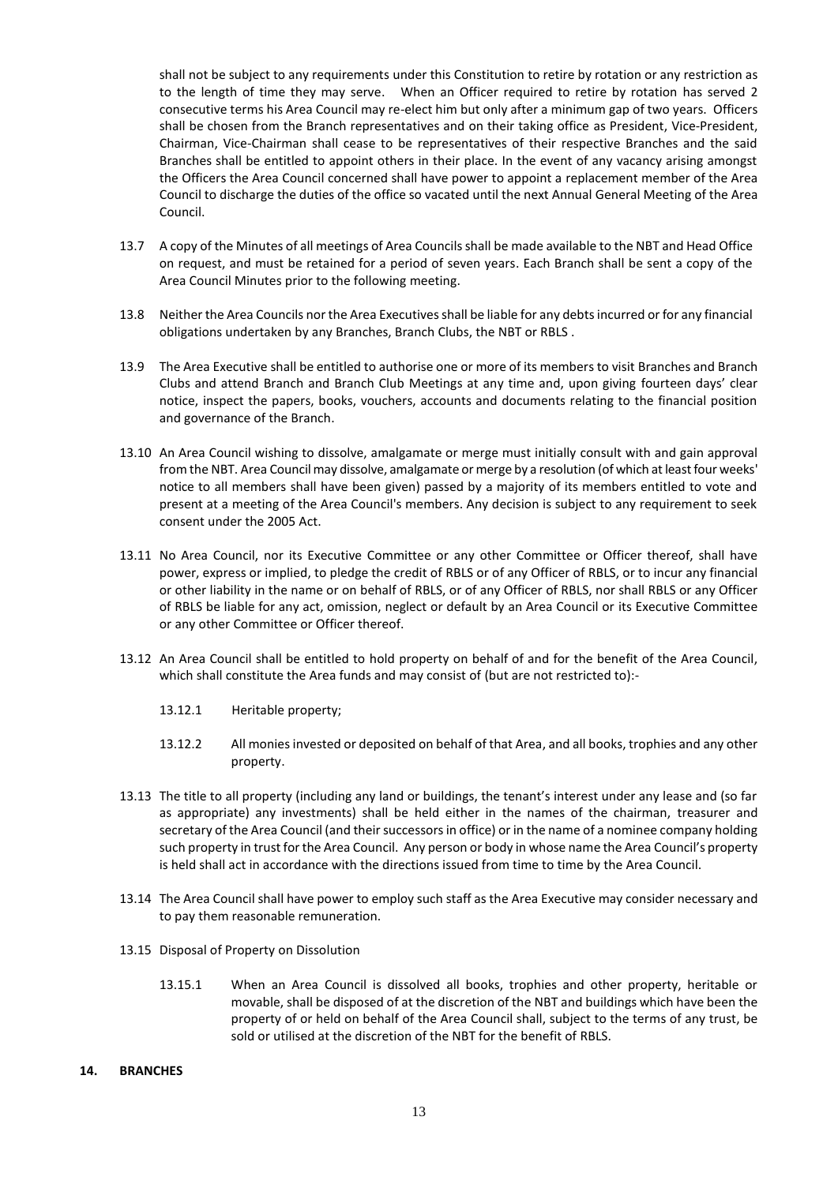shall not be subject to any requirements under this Constitution to retire by rotation or any restriction as to the length of time they may serve. When an Officer required to retire by rotation has served 2 consecutive terms his Area Council may re-elect him but only after a minimum gap of two years. Officers shall be chosen from the Branch representatives and on their taking office as President, Vice-President, Chairman, Vice-Chairman shall cease to be representatives of their respective Branches and the said Branches shall be entitled to appoint others in their place. In the event of any vacancy arising amongst the Officers the Area Council concerned shall have power to appoint a replacement member of the Area Council to discharge the duties of the office so vacated until the next Annual General Meeting of the Area Council.

13.7 A copy of the Minutes of all meetings of Area Councils shall be made available to the NBT and Head Office on request, and must be retained for a period of seven years. Each Branch shall be sent a copy of the Area Council Minutes prior to the following meeting.

13.8 Neither the Area Councils nor the Area Executives shall be liable for any debts incurred or for any financial obligations undertaken by any Branches, Branch Clubs, the NBT or RBLS .

13.9 The Area Executive shall be entitled to authorise one or more of its members to visit Branches and Branch Clubs and attend Branch and Branch Club Meetings at any time and, upon giving fourteen days' clear notice, inspect the papers, books, vouchers, accounts and documents relating to the financial position and governance of the Branch.

13.10 An Area Council wishing to dissolve, amalgamate or merge must initially consult with and gain approval from the NBT. Area Council may dissolve, amalgamate or merge by a resolution (of which at least four weeks' notice to all members shall have been given) passed by a majority of its members entitled to vote and present at a meeting of the Area Council's members. Any decision is subject to any requirement to seek consent under the 2005 Act.

13.11 No Area Council, nor its Executive Committee or any other Committee or Officer thereof, shall have power, express or implied, to pledge the credit of RBLS or of any Officer of RBLS, or to incur any financial or other liability in the name or on behalf of RBLS, or of any Officer of RBLS, nor shall RBLS or any Officer of RBLS be liable for any act, omission, neglect or default by an Area Council or its Executive Committee or any other Committee or Officer thereof.

13.12 An Area Council shall be entitled to hold property on behalf of and for the benefit of the Area Council, which shall constitute the Area funds and may consist of (but are not restricted to):-

13.12.1 Heritable property;

13.12.2 All monies invested or deposited on behalf of that Area, and all books, trophies and any other property.

13.13 The title to all property (including any land or buildings, the tenant's interest under any lease and (so far as appropriate) any investments) shall be held either in the names of the chairman, treasurer and secretary of the Area Council (and their successors in office) or in the name of a nominee company holding such property in trust for the Area Council. Any person or body in whose name the Area Council's property is held shall act in accordance with the directions issued from time to time by the Area Council.

13.14 The Area Council shall have power to employ such staff as the Area Executive may consider necessary and to pay them reasonable remuneration.

13.15 Disposal of Property on Dissolution

13.15.1 When an Area Council is dissolved all books, trophies and other property, heritable or movable, shall be disposed of at the discretion of the NBT and buildings which have been the property of or held on behalf of the Area Council shall, subject to the terms of any trust, be sold or utilised at the discretion of the NBT for the benefit of RBLS.

## 14. BRANCHES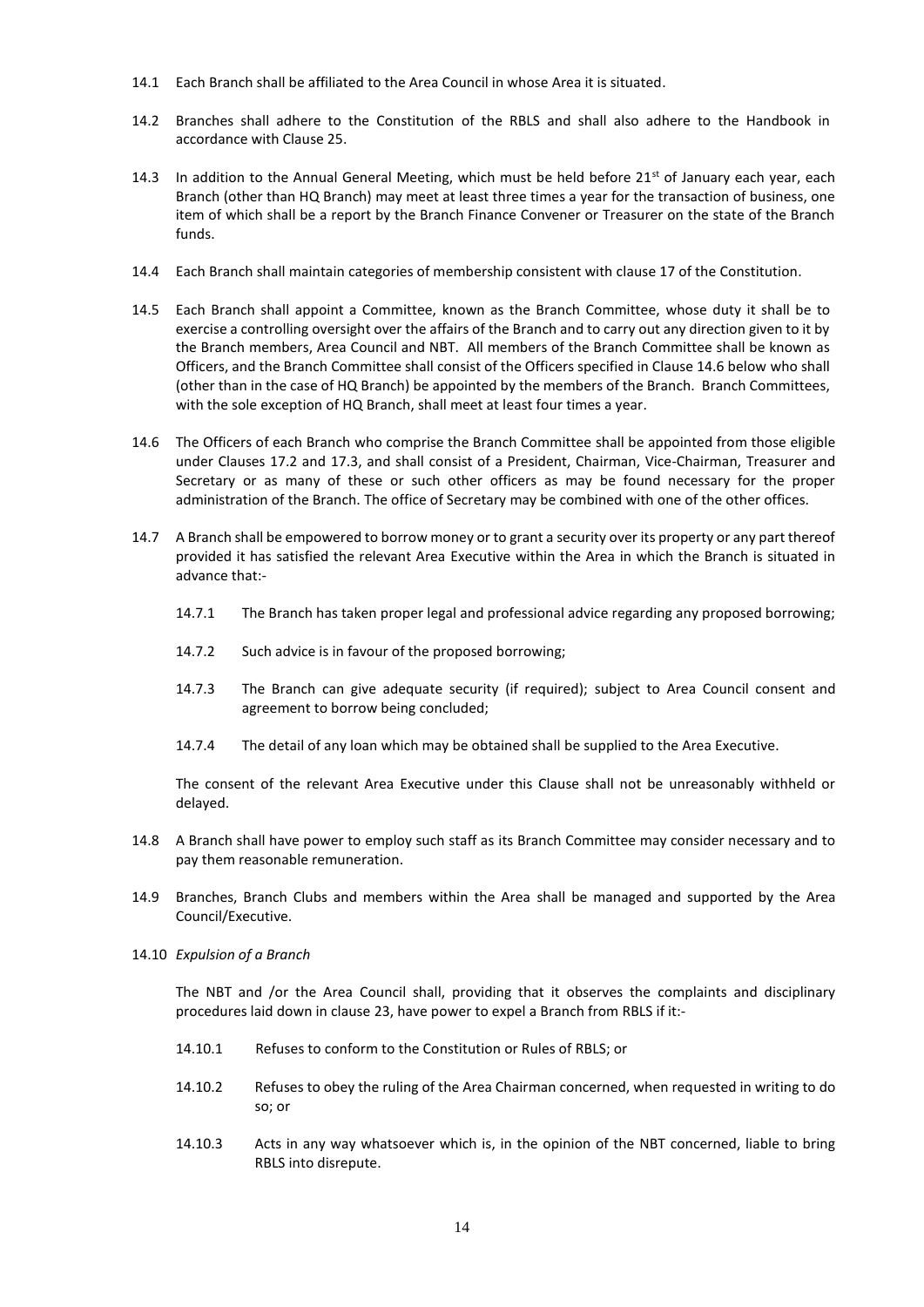14.1 Each Branch shall be affiliated to the Area Council in whose Area it is situated.

14.2 Branches shall adhere to the Constitution of the RBLS and shall also adhere to the Handbook in accordance with Clause 25.

14.3 In addition to the Annual General Meeting, which must be held before 21st of January each year, each Branch (other than HQ Branch) may meet at least three times a year for the transaction of business, one item of which shall be a report by the Branch Finance Convener or Treasurer on the state of the Branch funds.

14.4 Each Branch shall maintain categories of membership consistent with clause 17 of the Constitution.

14.5 Each Branch shall appoint a Committee, known as the Branch Committee, whose duty it shall be to exercise a controlling oversight over the affairs of the Branch and to carry out any direction given to it by the Branch members, Area Council and NBT. All members of the Branch Committee shall be known as Officers, and the Branch Committee shall consist of the Officers specified in Clause 14.6 below who shall (other than in the case of HQ Branch) be appointed by the members of the Branch. Branch Committees, with the sole exception of HQ Branch, shall meet at least four times a year.

14.6 The Officers of each Branch who comprise the Branch Committee shall be appointed from those eligible under Clauses 17.2 and 17.3, and shall consist of a President, Chairman, Vice-Chairman, Treasurer and Secretary or as many of these or such other officers as may be found necessary for the proper administration of the Branch. The office of Secretary may be combined with one of the other offices.

14.7 A Branch shall be empowered to borrow money or to grant a security over its property or any part thereof provided it has satisfied the relevant Area Executive within the Area in which the Branch is situated in advance that:-

14.7.1 The Branch has taken proper legal and professional advice regarding any proposed borrowing;

14.7.2 Such advice is in favour of the proposed borrowing;

14.7.3 The Branch can give adequate security (if required); subject to Area Council consent and agreement to borrow being concluded;

14.7.4 The detail of any loan which may be obtained shall be supplied to the Area Executive.

The consent of the relevant Area Executive under this Clause shall not be unreasonably withheld or delayed.

14.8 A Branch shall have power to employ such staff as its Branch Committee may consider necessary and to pay them reasonable remuneration.

14.9 Branches, Branch Clubs and members within the Area shall be managed and supported by the Area Council/Executive.

14.10 *Expulsion of a Branch*

The NBT and /or the Area Council shall, providing that it observes the complaints and disciplinary procedures laid down in clause 23, have power to expel a Branch from RBLS if it:-

14.10.1 Refuses to conform to the Constitution or Rules of RBLS; or

14.10.2 Refuses to obey the ruling of the Area Chairman concerned, when requested in writing to do so; or

14.10.3 Acts in any way whatsoever which is, in the opinion of the NBT concerned, liable to bring RBLS into disrepute.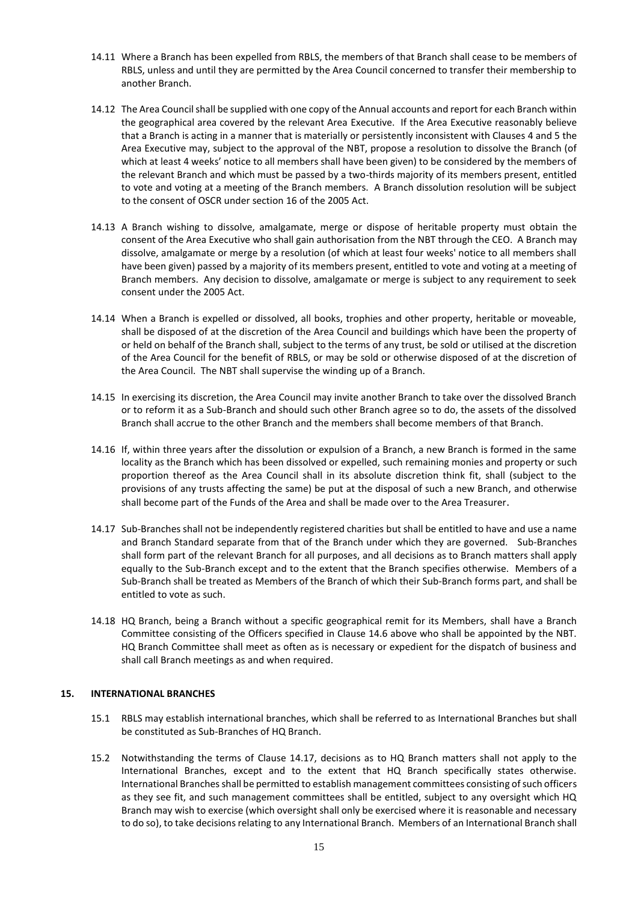14.11 Where a Branch has been expelled from RBLS, the members of that Branch shall cease to be members of RBLS, unless and until they are permitted by the Area Council concerned to transfer their membership to another Branch.

14.12 The Area Council shall be supplied with one copy of the Annual accounts and report for each Branch within the geographical area covered by the relevant Area Executive. If the Area Executive reasonably believe that a Branch is acting in a manner that is materially or persistently inconsistent with Clauses 4 and 5 the Area Executive may, subject to the approval of the NBT, propose a resolution to dissolve the Branch (of which at least 4 weeks' notice to all members shall have been given) to be considered by the members of the relevant Branch and which must be passed by a two-thirds majority of its members present, entitled to vote and voting at a meeting of the Branch members. A Branch dissolution resolution will be subject to the consent of OSCR under section 16 of the 2005 Act.

14.13 A Branch wishing to dissolve, amalgamate, merge or dispose of heritable property must obtain the consent of the Area Executive who shall gain authorisation from the NBT through the CEO. A Branch may dissolve, amalgamate or merge by a resolution (of which at least four weeks' notice to all members shall have been given) passed by a majority of its members present, entitled to vote and voting at a meeting of Branch members. Any decision to dissolve, amalgamate or merge is subject to any requirement to seek consent under the 2005 Act.

14.14 When a Branch is expelled or dissolved, all books, trophies and other property, heritable or moveable, shall be disposed of at the discretion of the Area Council and buildings which have been the property of or held on behalf of the Branch shall, subject to the terms of any trust, be sold or utilised at the discretion of the Area Council for the benefit of RBLS, or may be sold or otherwise disposed of at the discretion of the Area Council. The NBT shall supervise the winding up of a Branch.

14.15 In exercising its discretion, the Area Council may invite another Branch to take over the dissolved Branch or to reform it as a Sub-Branch and should such other Branch agree so to do, the assets of the dissolved Branch shall accrue to the other Branch and the members shall become members of that Branch.

14.16 If, within three years after the dissolution or expulsion of a Branch, a new Branch is formed in the same locality as the Branch which has been dissolved or expelled, such remaining monies and property or such proportion thereof as the Area Council shall in its absolute discretion think fit, shall (subject to the provisions of any trusts affecting the same) be put at the disposal of such a new Branch, and otherwise shall become part of the Funds of the Area and shall be made over to the Area Treasurer.

14.17 Sub-Branches shall not be independently registered charities but shall be entitled to have and use a name and Branch Standard separate from that of the Branch under which they are governed. Sub-Branches shall form part of the relevant Branch for all purposes, and all decisions as to Branch matters shall apply equally to the Sub-Branch except and to the extent that the Branch specifies otherwise. Members of a Sub-Branch shall be treated as Members of the Branch of which their Sub-Branch forms part, and shall be entitled to vote as such.

14.18 HQ Branch, being a Branch without a specific geographical remit for its Members, shall have a Branch Committee consisting of the Officers specified in Clause 14.6 above who shall be appointed by the NBT. HQ Branch Committee shall meet as often as is necessary or expedient for the dispatch of business and shall call Branch meetings as and when required.

## 15. INTERNATIONAL BRANCHES

15.1 RBLS may establish international branches, which shall be referred to as International Branches but shall be constituted as Sub-Branches of HQ Branch.

15.2 Notwithstanding the terms of Clause 14.17, decisions as to HQ Branch matters shall not apply to the International Branches, except and to the extent that HQ Branch specifically states otherwise. International Branches shall be permitted to establish management committees consisting of such officers as they see fit, and such management committees shall be entitled, subject to any oversight which HQ Branch may wish to exercise (which oversight shall only be exercised where it is reasonable and necessary to do so), to take decisions relating to any International Branch. Members of an International Branch shall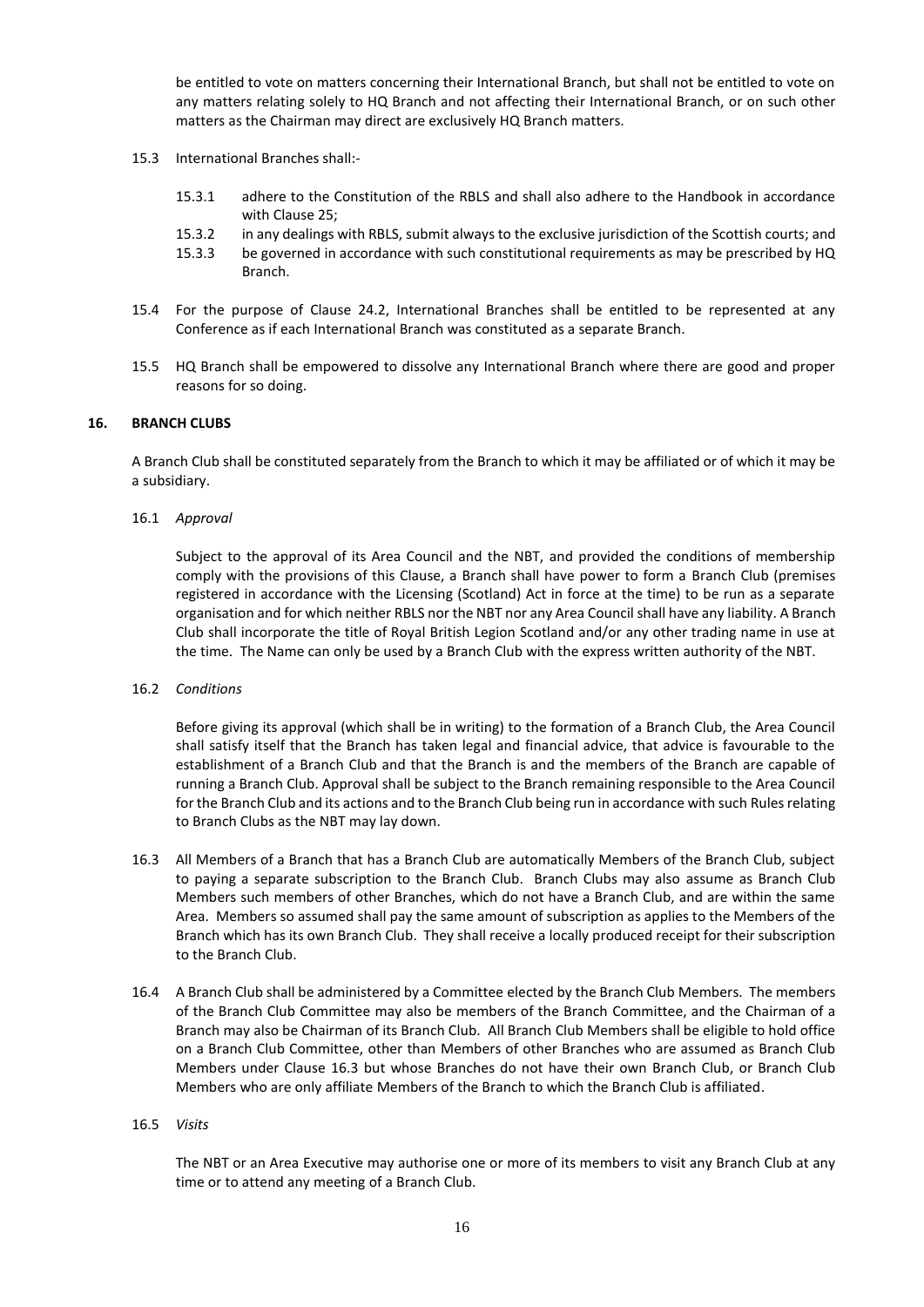be entitled to vote on matters concerning their International Branch, but shall not be entitled to vote on any matters relating solely to HQ Branch and not affecting their International Branch, or on such other matters as the Chairman may direct are exclusively HQ Branch matters.

15.3 International Branches shall:-

15.3.1 adhere to the Constitution of the RBLS and shall also adhere to the Handbook in accordance with Clause 25;

15.3.2 in any dealings with RBLS, submit always to the exclusive jurisdiction of the Scottish courts; and

15.3.3 be governed in accordance with such constitutional requirements as may be prescribed by HQ Branch.

15.4 For the purpose of Clause 24.2, International Branches shall be entitled to be represented at any Conference as if each International Branch was constituted as a separate Branch.

15.5 HQ Branch shall be empowered to dissolve any International Branch where there are good and proper reasons for so doing.

## 16. BRANCH CLUBS

A Branch Club shall be constituted separately from the Branch to which it may be affiliated or of which it may be a subsidiary.

16.1 *Approval*

Subject to the approval of its Area Council and the NBT, and provided the conditions of membership comply with the provisions of this Clause, a Branch shall have power to form a Branch Club (premises registered in accordance with the Licensing (Scotland) Act in force at the time) to be run as a separate organisation and for which neither RBLS nor the NBT nor any Area Council shall have any liability. A Branch Club shall incorporate the title of Royal British Legion Scotland and/or any other trading name in use at the time. The Name can only be used by a Branch Club with the express written authority of the NBT.

16.2 *Conditions*

Before giving its approval (which shall be in writing) to the formation of a Branch Club, the Area Council shall satisfy itself that the Branch has taken legal and financial advice, that advice is favourable to the establishment of a Branch Club and that the Branch is and the members of the Branch are capable of running a Branch Club. Approval shall be subject to the Branch remaining responsible to the Area Council for the Branch Club and its actions and to the Branch Club being run in accordance with such Rules relating to Branch Clubs as the NBT may lay down.

16.3 All Members of a Branch that has a Branch Club are automatically Members of the Branch Club, subject to paying a separate subscription to the Branch Club. Branch Clubs may also assume as Branch Club Members such members of other Branches, which do not have a Branch Club, and are within the same Area. Members so assumed shall pay the same amount of subscription as applies to the Members of the Branch which has its own Branch Club. They shall receive a locally produced receipt for their subscription to the Branch Club.

16.4 A Branch Club shall be administered by a Committee elected by the Branch Club Members. The members of the Branch Club Committee may also be members of the Branch Committee, and the Chairman of a Branch may also be Chairman of its Branch Club. All Branch Club Members shall be eligible to hold office on a Branch Club Committee, other than Members of other Branches who are assumed as Branch Club Members under Clause 16.3 but whose Branches do not have their own Branch Club, or Branch Club Members who are only affiliate Members of the Branch to which the Branch Club is affiliated.

16.5 *Visits*

The NBT or an Area Executive may authorise one or more of its members to visit any Branch Club at any time or to attend any meeting of a Branch Club.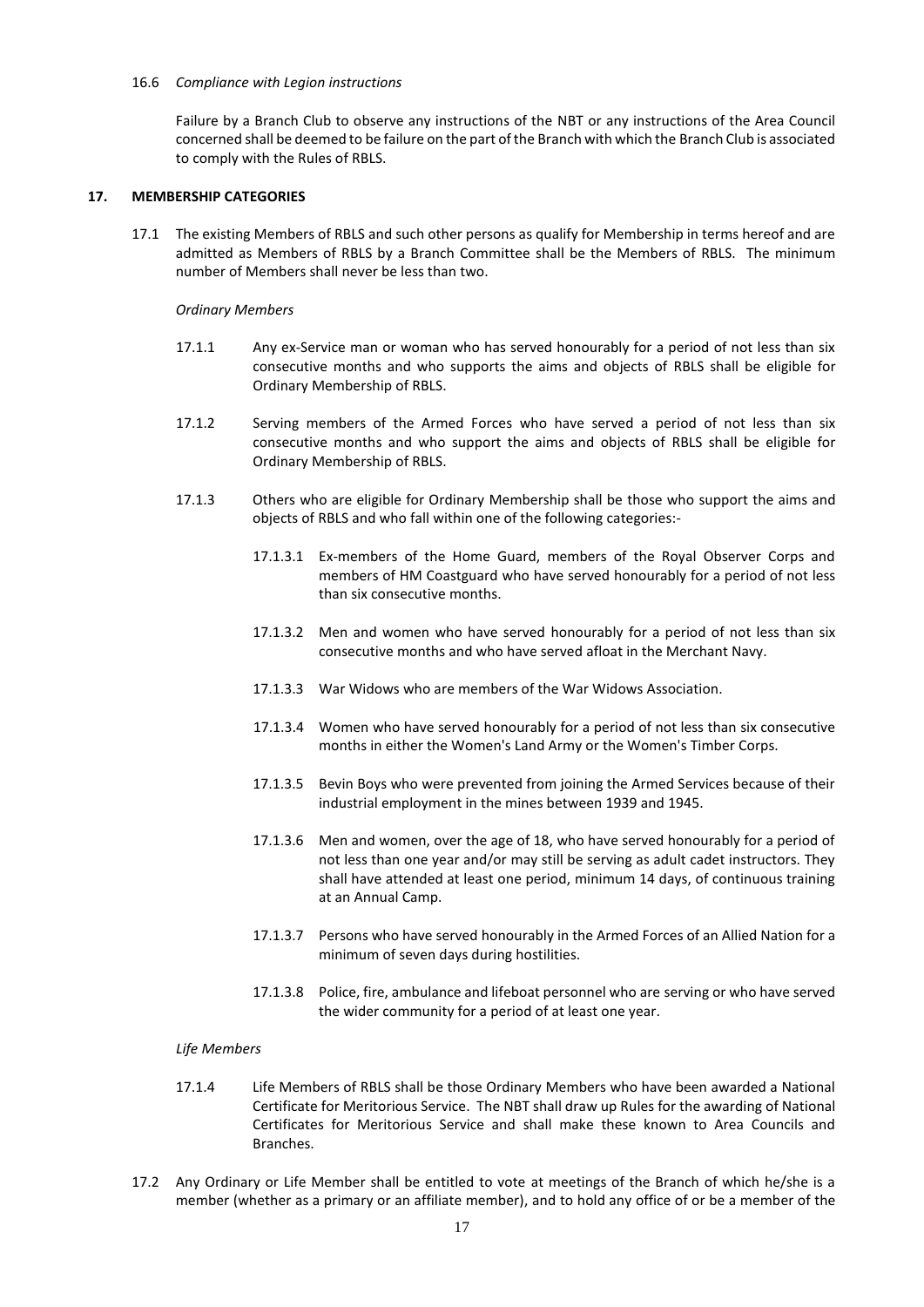16.6 *Compliance with Legion instructions*

Failure by a Branch Club to observe any instructions of the NBT or any instructions of the Area Council concerned shall be deemed to be failure on the part of the Branch with which the Branch Club is associated to comply with the Rules of RBLS.

## 17. MEMBERSHIP CATEGORIES

17.1 The existing Members of RBLS and such other persons as qualify for Membership in terms hereof and are admitted as Members of RBLS by a Branch Committee shall be the Members of RBLS. The minimum number of Members shall never be less than two.

*Ordinary Members*

17.1.1 Any ex-Service man or woman who has served honourably for a period of not less than six consecutive months and who supports the aims and objects of RBLS shall be eligible for Ordinary Membership of RBLS.

17.1.2 Serving members of the Armed Forces who have served a period of not less than six consecutive months and who support the aims and objects of RBLS shall be eligible for Ordinary Membership of RBLS.

17.1.3 Others who are eligible for Ordinary Membership shall be those who support the aims and objects of RBLS and who fall within one of the following categories:-

17.1.3.1 Ex-members of the Home Guard, members of the Royal Observer Corps and members of HM Coastguard who have served honourably for a period of not less than six consecutive months.

17.1.3.2 Men and women who have served honourably for a period of not less than six consecutive months and who have served afloat in the Merchant Navy.

17.1.3.3 War Widows who are members of the War Widows Association.

17.1.3.4 Women who have served honourably for a period of not less than six consecutive months in either the Women's Land Army or the Women's Timber Corps.

17.1.3.5 Bevin Boys who were prevented from joining the Armed Services because of their industrial employment in the mines between 1939 and 1945.

17.1.3.6 Men and women, over the age of 18, who have served honourably for a period of not less than one year and/or may still be serving as adult cadet instructors. They shall have attended at least one period, minimum 14 days, of continuous training at an Annual Camp.

17.1.3.7 Persons who have served honourably in the Armed Forces of an Allied Nation for a minimum of seven days during hostilities.

17.1.3.8 Police, fire, ambulance and lifeboat personnel who are serving or who have served the wider community for a period of at least one year.

*Life Members*

17.1.4 Life Members of RBLS shall be those Ordinary Members who have been awarded a National Certificate for Meritorious Service. The NBT shall draw up Rules for the awarding of National Certificates for Meritorious Service and shall make these known to Area Councils and Branches.

17.2 Any Ordinary or Life Member shall be entitled to vote at meetings of the Branch of which he/she is a member (whether as a primary or an affiliate member), and to hold any office of or be a member of the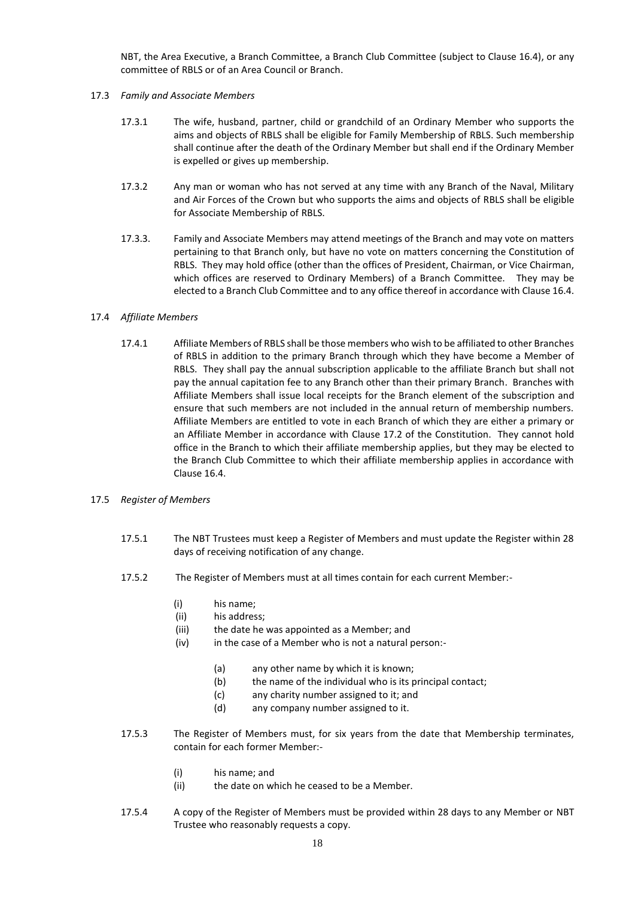NBT, the Area Executive, a Branch Committee, a Branch Club Committee (subject to Clause 16.4), or any committee of RBLS or of an Area Council or Branch.

17.3 *Family and Associate Members*

17.3.1 The wife, husband, partner, child or grandchild of an Ordinary Member who supports the aims and objects of RBLS shall be eligible for Family Membership of RBLS. Such membership shall continue after the death of the Ordinary Member but shall end if the Ordinary Member is expelled or gives up membership.

17.3.2 Any man or woman who has not served at any time with any Branch of the Naval, Military and Air Forces of the Crown but who supports the aims and objects of RBLS shall be eligible for Associate Membership of RBLS.

17.3.3. Family and Associate Members may attend meetings of the Branch and may vote on matters pertaining to that Branch only, but have no vote on matters concerning the Constitution of RBLS. They may hold office (other than the offices of President, Chairman, or Vice Chairman, which offices are reserved to Ordinary Members) of a Branch Committee. They may be elected to a Branch Club Committee and to any office thereof in accordance with Clause 16.4.

17.4 *Affiliate Members*

17.4.1 Affiliate Members of RBLS shall be those members who wish to be affiliated to other Branches of RBLS in addition to the primary Branch through which they have become a Member of RBLS. They shall pay the annual subscription applicable to the affiliate Branch but shall not pay the annual capitation fee to any Branch other than their primary Branch. Branches with Affiliate Members shall issue local receipts for the Branch element of the subscription and ensure that such members are not included in the annual return of membership numbers. Affiliate Members are entitled to vote in each Branch of which they are either a primary or an Affiliate Member in accordance with Clause 17.2 of the Constitution. They cannot hold office in the Branch to which their affiliate membership applies, but they may be elected to the Branch Club Committee to which their affiliate membership applies in accordance with Clause 16.4.

17.5 *Register of Members*

17.5.1 The NBT Trustees must keep a Register of Members and must update the Register within 28 days of receiving notification of any change.

17.5.2 The Register of Members must at all times contain for each current Member:-

(i) his name;
(ii) his address;
(iii) the date he was appointed as a Member; and
(iv) in the case of a Member who is not a natural person:-

(a) any other name by which it is known;
(b) the name of the individual who is its principal contact;
(c) any charity number assigned to it; and
(d) any company number assigned to it.

17.5.3 The Register of Members must, for six years from the date that Membership terminates, contain for each former Member:-

(i) his name; and
(ii) the date on which he ceased to be a Member.

17.5.4 A copy of the Register of Members must be provided within 28 days to any Member or NBT Trustee who reasonably requests a copy.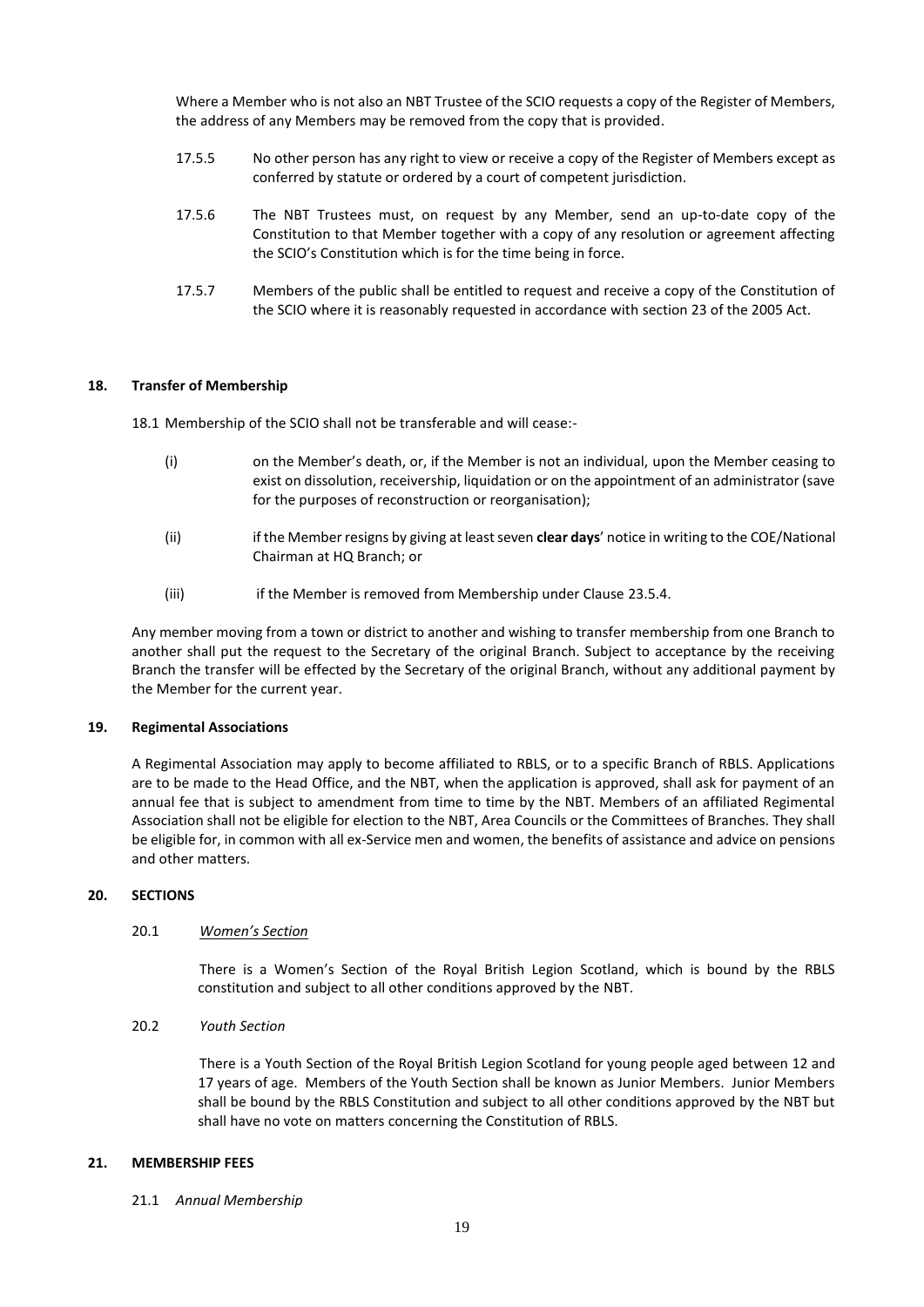Where a Member who is not also an NBT Trustee of the SCIO requests a copy of the Register of Members, the address of any Members may be removed from the copy that is provided.

17.5.5 No other person has any right to view or receive a copy of the Register of Members except as conferred by statute or ordered by a court of competent jurisdiction.

17.5.6 The NBT Trustees must, on request by any Member, send an up-to-date copy of the Constitution to that Member together with a copy of any resolution or agreement affecting the SCIO's Constitution which is for the time being in force.

17.5.7 Members of the public shall be entitled to request and receive a copy of the Constitution of the SCIO where it is reasonably requested in accordance with section 23 of the 2005 Act.

## 18. Transfer of Membership

18.1 Membership of the SCIO shall not be transferable and will cease:-

(i) on the Member's death, or, if the Member is not an individual, upon the Member ceasing to exist on dissolution, receivership, liquidation or on the appointment of an administrator (save for the purposes of reconstruction or reorganisation);

(ii) if the Member resigns by giving at least seven **clear days**' notice in writing to the COE/National Chairman at HQ Branch; or

(iii) if the Member is removed from Membership under Clause 23.5.4.

Any member moving from a town or district to another and wishing to transfer membership from one Branch to another shall put the request to the Secretary of the original Branch. Subject to acceptance by the receiving Branch the transfer will be effected by the Secretary of the original Branch, without any additional payment by the Member for the current year.

## 19. Regimental Associations

A Regimental Association may apply to become affiliated to RBLS, or to a specific Branch of RBLS. Applications are to be made to the Head Office, and the NBT, when the application is approved, shall ask for payment of an annual fee that is subject to amendment from time to time by the NBT. Members of an affiliated Regimental Association shall not be eligible for election to the NBT, Area Councils or the Committees of Branches. They shall be eligible for, in common with all ex-Service men and women, the benefits of assistance and advice on pensions and other matters.

## 20. SECTIONS

### 20.1 *Women's Section*

There is a Women's Section of the Royal British Legion Scotland, which is bound by the RBLS constitution and subject to all other conditions approved by the NBT.

### 20.2 *Youth Section*

There is a Youth Section of the Royal British Legion Scotland for young people aged between 12 and 17 years of age. Members of the Youth Section shall be known as Junior Members. Junior Members shall be bound by the RBLS Constitution and subject to all other conditions approved by the NBT but shall have no vote on matters concerning the Constitution of RBLS.

## 21. MEMBERSHIP FEES

### 21.1 *Annual Membership*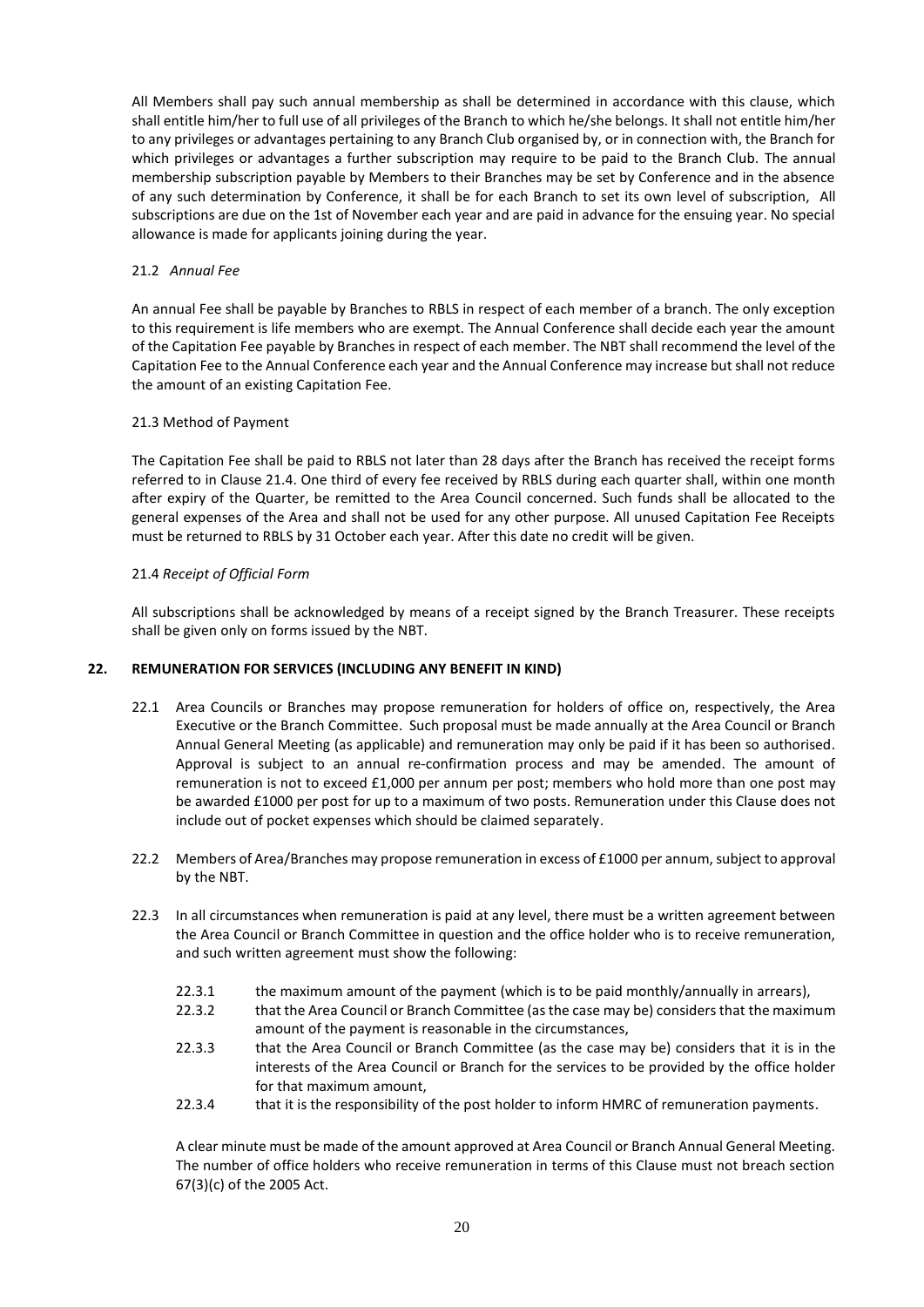All Members shall pay such annual membership as shall be determined in accordance with this clause, which shall entitle him/her to full use of all privileges of the Branch to which he/she belongs. It shall not entitle him/her to any privileges or advantages pertaining to any Branch Club organised by, or in connection with, the Branch for which privileges or advantages a further subscription may require to be paid to the Branch Club. The annual membership subscription payable by Members to their Branches may be set by Conference and in the absence of any such determination by Conference, it shall be for each Branch to set its own level of subscription, All subscriptions are due on the 1st of November each year and are paid in advance for the ensuing year. No special allowance is made for applicants joining during the year.

21.2 *Annual Fee*

An annual Fee shall be payable by Branches to RBLS in respect of each member of a branch. The only exception to this requirement is life members who are exempt. The Annual Conference shall decide each year the amount of the Capitation Fee payable by Branches in respect of each member. The NBT shall recommend the level of the Capitation Fee to the Annual Conference each year and the Annual Conference may increase but shall not reduce the amount of an existing Capitation Fee.

21.3 Method of Payment

The Capitation Fee shall be paid to RBLS not later than 28 days after the Branch has received the receipt forms referred to in Clause 21.4. One third of every fee received by RBLS during each quarter shall, within one month after expiry of the Quarter, be remitted to the Area Council concerned. Such funds shall be allocated to the general expenses of the Area and shall not be used for any other purpose. All unused Capitation Fee Receipts must be returned to RBLS by 31 October each year. After this date no credit will be given.

21.4 *Receipt of Official Form*

All subscriptions shall be acknowledged by means of a receipt signed by the Branch Treasurer. These receipts shall be given only on forms issued by the NBT.

## 22. REMUNERATION FOR SERVICES (INCLUDING ANY BENEFIT IN KIND)

22.1 Area Councils or Branches may propose remuneration for holders of office on, respectively, the Area Executive or the Branch Committee. Such proposal must be made annually at the Area Council or Branch Annual General Meeting (as applicable) and remuneration may only be paid if it has been so authorised. Approval is subject to an annual re-confirmation process and may be amended. The amount of remuneration is not to exceed £1,000 per annum per post; members who hold more than one post may be awarded £1000 per post for up to a maximum of two posts. Remuneration under this Clause does not include out of pocket expenses which should be claimed separately.

22.2 Members of Area/Branches may propose remuneration in excess of £1000 per annum, subject to approval by the NBT.

22.3 In all circumstances when remuneration is paid at any level, there must be a written agreement between the Area Council or Branch Committee in question and the office holder who is to receive remuneration, and such written agreement must show the following:

22.3.1 the maximum amount of the payment (which is to be paid monthly/annually in arrears),

22.3.2 that the Area Council or Branch Committee (as the case may be) considers that the maximum amount of the payment is reasonable in the circumstances,

22.3.3 that the Area Council or Branch Committee (as the case may be) considers that it is in the interests of the Area Council or Branch for the services to be provided by the office holder for that maximum amount,

22.3.4 that it is the responsibility of the post holder to inform HMRC of remuneration payments.

A clear minute must be made of the amount approved at Area Council or Branch Annual General Meeting. The number of office holders who receive remuneration in terms of this Clause must not breach section 67(3)(c) of the 2005 Act.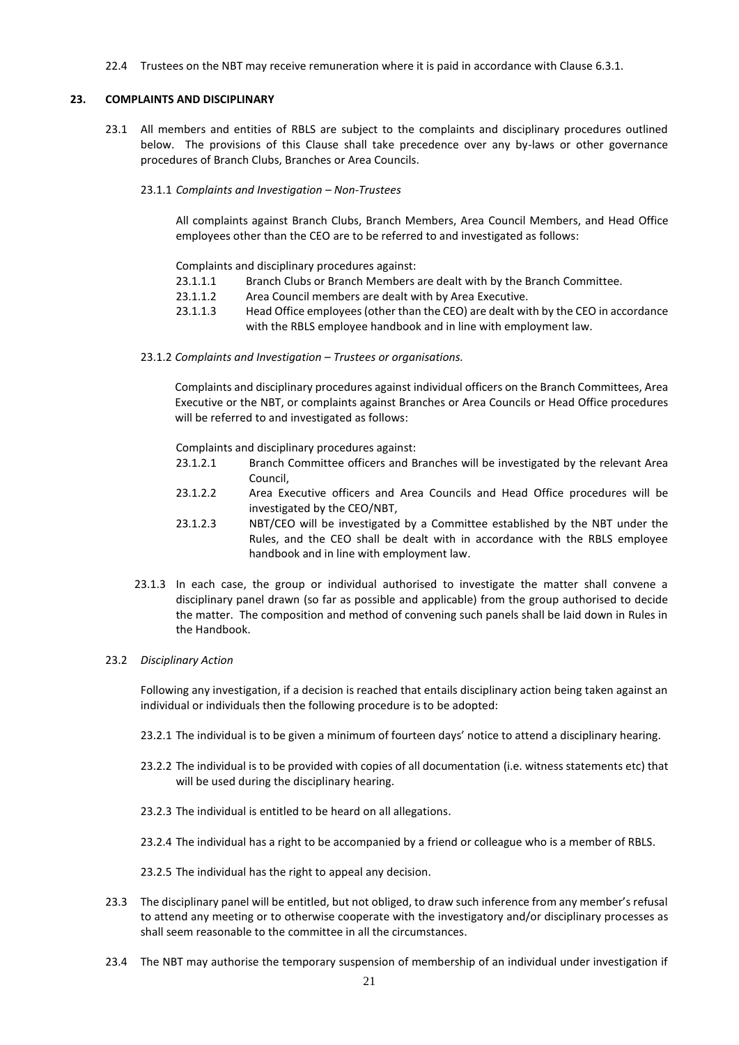22.4 Trustees on the NBT may receive remuneration where it is paid in accordance with Clause 6.3.1.

## 23. COMPLAINTS AND DISCIPLINARY

23.1 All members and entities of RBLS are subject to the complaints and disciplinary procedures outlined below. The provisions of this Clause shall take precedence over any by-laws or other governance procedures of Branch Clubs, Branches or Area Councils.

23.1.1 *Complaints and Investigation – Non-Trustees*

All complaints against Branch Clubs, Branch Members, Area Council Members, and Head Office employees other than the CEO are to be referred to and investigated as follows:

Complaints and disciplinary procedures against:

23.1.1.1 Branch Clubs or Branch Members are dealt with by the Branch Committee.

23.1.1.2 Area Council members are dealt with by Area Executive.

23.1.1.3 Head Office employees (other than the CEO) are dealt with by the CEO in accordance with the RBLS employee handbook and in line with employment law.

23.1.2 *Complaints and Investigation – Trustees or organisations.*

Complaints and disciplinary procedures against individual officers on the Branch Committees, Area Executive or the NBT, or complaints against Branches or Area Councils or Head Office procedures will be referred to and investigated as follows:

Complaints and disciplinary procedures against:

23.1.2.1 Branch Committee officers and Branches will be investigated by the relevant Area Council,

23.1.2.2 Area Executive officers and Area Councils and Head Office procedures will be investigated by the CEO/NBT,

23.1.2.3 NBT/CEO will be investigated by a Committee established by the NBT under the Rules, and the CEO shall be dealt with in accordance with the RBLS employee handbook and in line with employment law.

23.1.3 In each case, the group or individual authorised to investigate the matter shall convene a disciplinary panel drawn (so far as possible and applicable) from the group authorised to decide the matter. The composition and method of convening such panels shall be laid down in Rules in the Handbook.

23.2 *Disciplinary Action*

Following any investigation, if a decision is reached that entails disciplinary action being taken against an individual or individuals then the following procedure is to be adopted:

23.2.1 The individual is to be given a minimum of fourteen days' notice to attend a disciplinary hearing.

23.2.2 The individual is to be provided with copies of all documentation (i.e. witness statements etc) that will be used during the disciplinary hearing.

23.2.3 The individual is entitled to be heard on all allegations.

23.2.4 The individual has a right to be accompanied by a friend or colleague who is a member of RBLS.

23.2.5 The individual has the right to appeal any decision.

23.3 The disciplinary panel will be entitled, but not obliged, to draw such inference from any member's refusal to attend any meeting or to otherwise cooperate with the investigatory and/or disciplinary processes as shall seem reasonable to the committee in all the circumstances.

23.4 The NBT may authorise the temporary suspension of membership of an individual under investigation if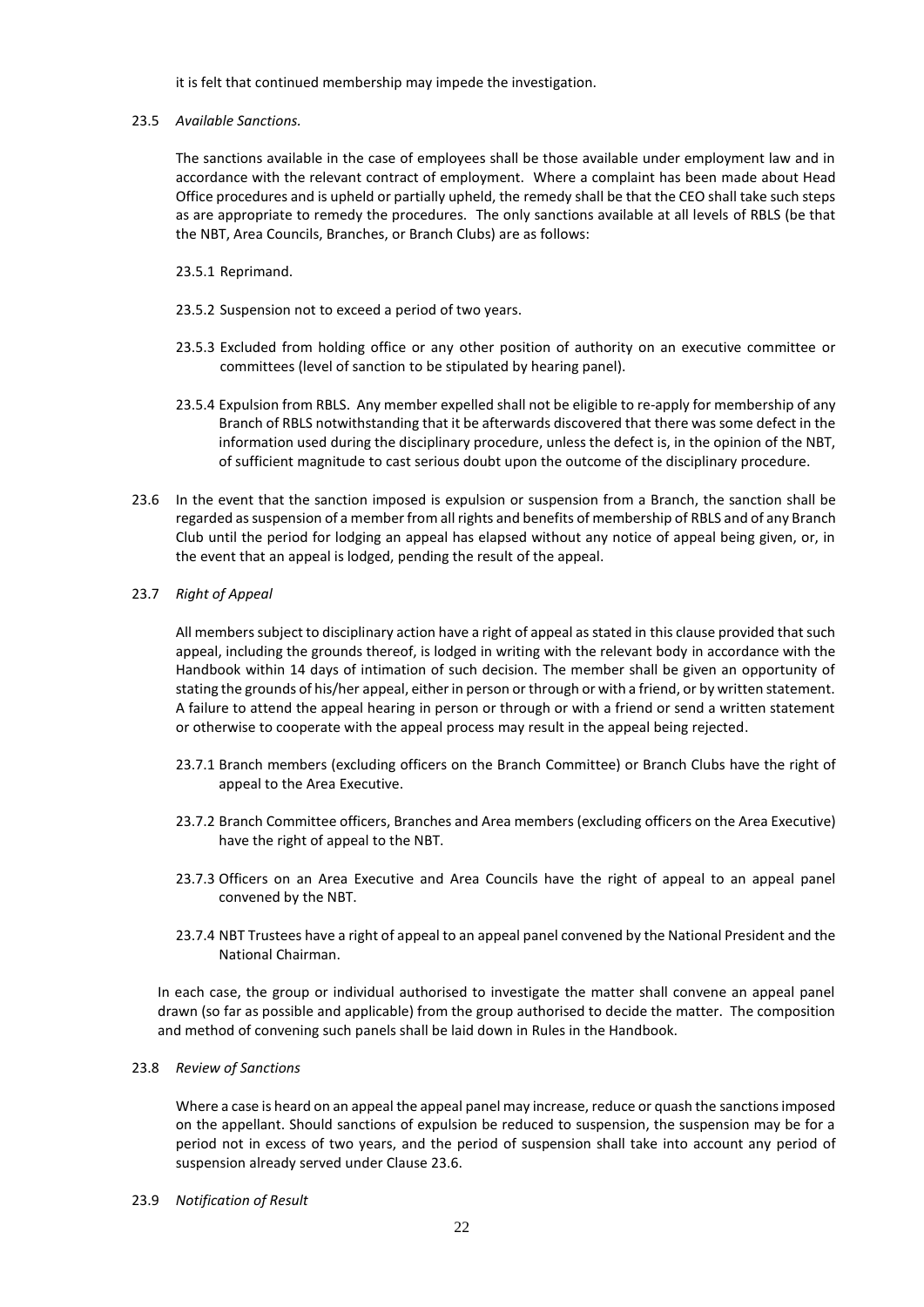it is felt that continued membership may impede the investigation.

23.5 *Available Sanctions.*

The sanctions available in the case of employees shall be those available under employment law and in accordance with the relevant contract of employment. Where a complaint has been made about Head Office procedures and is upheld or partially upheld, the remedy shall be that the CEO shall take such steps as are appropriate to remedy the procedures. The only sanctions available at all levels of RBLS (be that the NBT, Area Councils, Branches, or Branch Clubs) are as follows:

23.5.1 Reprimand.

23.5.2 Suspension not to exceed a period of two years.

23.5.3 Excluded from holding office or any other position of authority on an executive committee or committees (level of sanction to be stipulated by hearing panel).

23.5.4 Expulsion from RBLS. Any member expelled shall not be eligible to re-apply for membership of any Branch of RBLS notwithstanding that it be afterwards discovered that there was some defect in the information used during the disciplinary procedure, unless the defect is, in the opinion of the NBT, of sufficient magnitude to cast serious doubt upon the outcome of the disciplinary procedure.

23.6 In the event that the sanction imposed is expulsion or suspension from a Branch, the sanction shall be regarded as suspension of a member from all rights and benefits of membership of RBLS and of any Branch Club until the period for lodging an appeal has elapsed without any notice of appeal being given, or, in the event that an appeal is lodged, pending the result of the appeal.

23.7 *Right of Appeal*

All members subject to disciplinary action have a right of appeal as stated in this clause provided that such appeal, including the grounds thereof, is lodged in writing with the relevant body in accordance with the Handbook within 14 days of intimation of such decision. The member shall be given an opportunity of stating the grounds of his/her appeal, either in person or through or with a friend, or by written statement. A failure to attend the appeal hearing in person or through or with a friend or send a written statement or otherwise to cooperate with the appeal process may result in the appeal being rejected.

23.7.1 Branch members (excluding officers on the Branch Committee) or Branch Clubs have the right of appeal to the Area Executive.

23.7.2 Branch Committee officers, Branches and Area members (excluding officers on the Area Executive) have the right of appeal to the NBT.

23.7.3 Officers on an Area Executive and Area Councils have the right of appeal to an appeal panel convened by the NBT.

23.7.4 NBT Trustees have a right of appeal to an appeal panel convened by the National President and the National Chairman.

In each case, the group or individual authorised to investigate the matter shall convene an appeal panel drawn (so far as possible and applicable) from the group authorised to decide the matter. The composition and method of convening such panels shall be laid down in Rules in the Handbook.

23.8 *Review of Sanctions*

Where a case is heard on an appeal the appeal panel may increase, reduce or quash the sanctions imposed on the appellant. Should sanctions of expulsion be reduced to suspension, the suspension may be for a period not in excess of two years, and the period of suspension shall take into account any period of suspension already served under Clause 23.6.

23.9 *Notification of Result*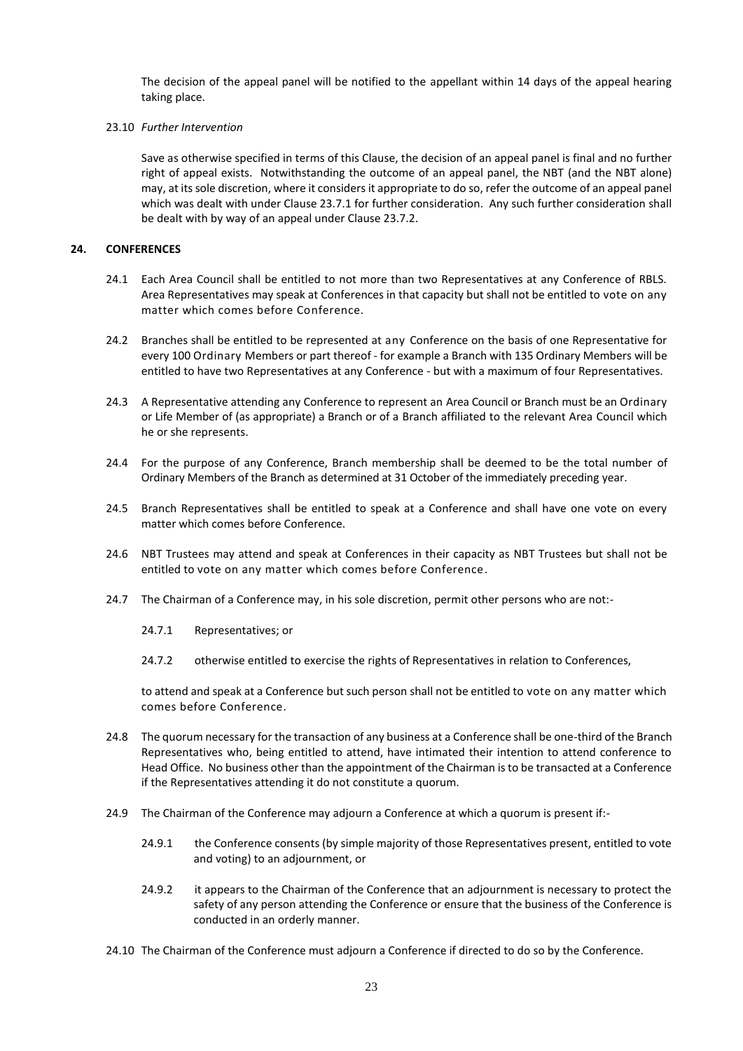The decision of the appeal panel will be notified to the appellant within 14 days of the appeal hearing taking place.

23.10 *Further Intervention*

Save as otherwise specified in terms of this Clause, the decision of an appeal panel is final and no further right of appeal exists. Notwithstanding the outcome of an appeal panel, the NBT (and the NBT alone) may, at its sole discretion, where it considers it appropriate to do so, refer the outcome of an appeal panel which was dealt with under Clause 23.7.1 for further consideration. Any such further consideration shall be dealt with by way of an appeal under Clause 23.7.2.

## 24. CONFERENCES

24.1 Each Area Council shall be entitled to not more than two Representatives at any Conference of RBLS. Area Representatives may speak at Conferences in that capacity but shall not be entitled to vote on any matter which comes before Conference.

24.2 Branches shall be entitled to be represented at any Conference on the basis of one Representative for every 100 Ordinary Members or part thereof - for example a Branch with 135 Ordinary Members will be entitled to have two Representatives at any Conference - but with a maximum of four Representatives.

24.3 A Representative attending any Conference to represent an Area Council or Branch must be an Ordinary or Life Member of (as appropriate) a Branch or of a Branch affiliated to the relevant Area Council which he or she represents.

24.4 For the purpose of any Conference, Branch membership shall be deemed to be the total number of Ordinary Members of the Branch as determined at 31 October of the immediately preceding year.

24.5 Branch Representatives shall be entitled to speak at a Conference and shall have one vote on every matter which comes before Conference.

24.6 NBT Trustees may attend and speak at Conferences in their capacity as NBT Trustees but shall not be entitled to vote on any matter which comes before Conference.

24.7 The Chairman of a Conference may, in his sole discretion, permit other persons who are not:-

24.7.1 Representatives; or

24.7.2 otherwise entitled to exercise the rights of Representatives in relation to Conferences,

to attend and speak at a Conference but such person shall not be entitled to vote on any matter which comes before Conference.

24.8 The quorum necessary for the transaction of any business at a Conference shall be one-third of the Branch Representatives who, being entitled to attend, have intimated their intention to attend conference to Head Office. No business other than the appointment of the Chairman is to be transacted at a Conference if the Representatives attending it do not constitute a quorum.

24.9 The Chairman of the Conference may adjourn a Conference at which a quorum is present if:-

24.9.1 the Conference consents (by simple majority of those Representatives present, entitled to vote and voting) to an adjournment, or

24.9.2 it appears to the Chairman of the Conference that an adjournment is necessary to protect the safety of any person attending the Conference or ensure that the business of the Conference is conducted in an orderly manner.

24.10 The Chairman of the Conference must adjourn a Conference if directed to do so by the Conference.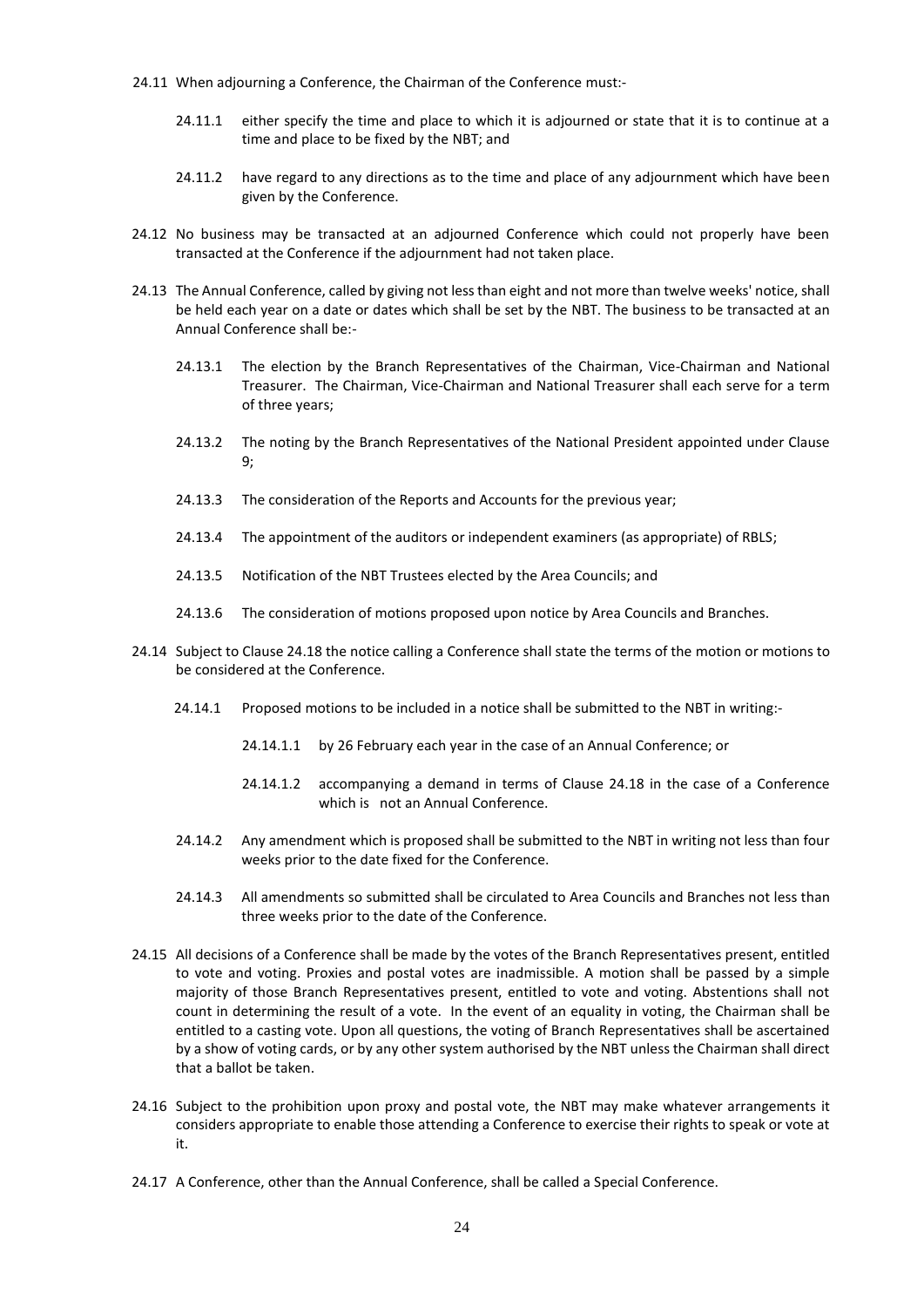24.11 When adjourning a Conference, the Chairman of the Conference must:-

24.11.1 either specify the time and place to which it is adjourned or state that it is to continue at a time and place to be fixed by the NBT; and

24.11.2 have regard to any directions as to the time and place of any adjournment which have been given by the Conference.

24.12 No business may be transacted at an adjourned Conference which could not properly have been transacted at the Conference if the adjournment had not taken place.

24.13 The Annual Conference, called by giving not less than eight and not more than twelve weeks' notice, shall be held each year on a date or dates which shall be set by the NBT. The business to be transacted at an Annual Conference shall be:-

24.13.1 The election by the Branch Representatives of the Chairman, Vice-Chairman and National Treasurer. The Chairman, Vice-Chairman and National Treasurer shall each serve for a term of three years;

24.13.2 The noting by the Branch Representatives of the National President appointed under Clause 9;

24.13.3 The consideration of the Reports and Accounts for the previous year;

24.13.4 The appointment of the auditors or independent examiners (as appropriate) of RBLS;

24.13.5 Notification of the NBT Trustees elected by the Area Councils; and

24.13.6 The consideration of motions proposed upon notice by Area Councils and Branches.

24.14 Subject to Clause 24.18 the notice calling a Conference shall state the terms of the motion or motions to be considered at the Conference.

24.14.1 Proposed motions to be included in a notice shall be submitted to the NBT in writing:-

24.14.1.1 by 26 February each year in the case of an Annual Conference; or

24.14.1.2 accompanying a demand in terms of Clause 24.18 in the case of a Conference which is not an Annual Conference.

24.14.2 Any amendment which is proposed shall be submitted to the NBT in writing not less than four weeks prior to the date fixed for the Conference.

24.14.3 All amendments so submitted shall be circulated to Area Councils and Branches not less than three weeks prior to the date of the Conference.

24.15 All decisions of a Conference shall be made by the votes of the Branch Representatives present, entitled to vote and voting. Proxies and postal votes are inadmissible. A motion shall be passed by a simple majority of those Branch Representatives present, entitled to vote and voting. Abstentions shall not count in determining the result of a vote. In the event of an equality in voting, the Chairman shall be entitled to a casting vote. Upon all questions, the voting of Branch Representatives shall be ascertained by a show of voting cards, or by any other system authorised by the NBT unless the Chairman shall direct that a ballot be taken.

24.16 Subject to the prohibition upon proxy and postal vote, the NBT may make whatever arrangements it considers appropriate to enable those attending a Conference to exercise their rights to speak or vote at it.

24.17 A Conference, other than the Annual Conference, shall be called a Special Conference.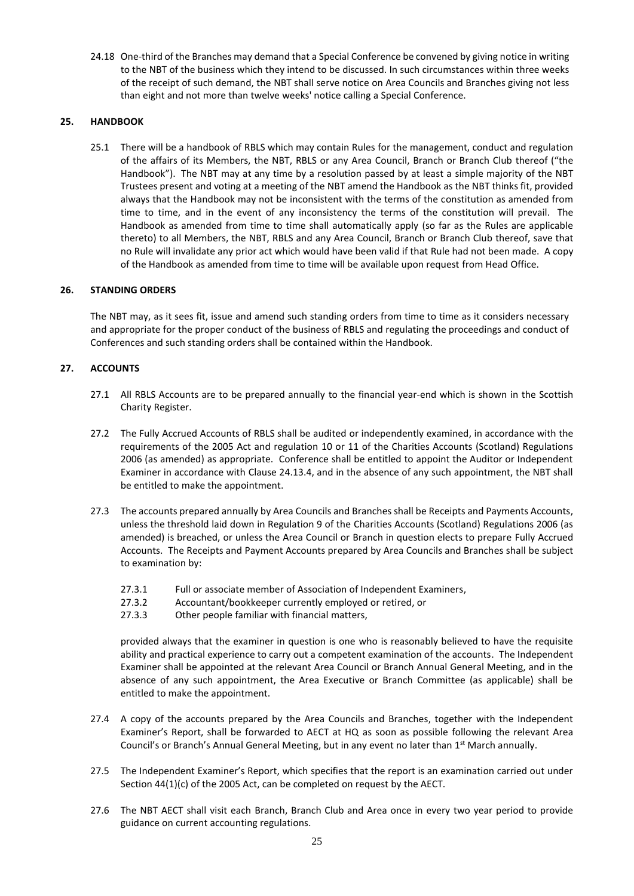24.18 One-third of the Branches may demand that a Special Conference be convened by giving notice in writing to the NBT of the business which they intend to be discussed. In such circumstances within three weeks of the receipt of such demand, the NBT shall serve notice on Area Councils and Branches giving not less than eight and not more than twelve weeks' notice calling a Special Conference.

## 25. HANDBOOK

25.1 There will be a handbook of RBLS which may contain Rules for the management, conduct and regulation of the affairs of its Members, the NBT, RBLS or any Area Council, Branch or Branch Club thereof ("the Handbook"). The NBT may at any time by a resolution passed by at least a simple majority of the NBT Trustees present and voting at a meeting of the NBT amend the Handbook as the NBT thinks fit, provided always that the Handbook may not be inconsistent with the terms of the constitution as amended from time to time, and in the event of any inconsistency the terms of the constitution will prevail. The Handbook as amended from time to time shall automatically apply (so far as the Rules are applicable thereto) to all Members, the NBT, RBLS and any Area Council, Branch or Branch Club thereof, save that no Rule will invalidate any prior act which would have been valid if that Rule had not been made. A copy of the Handbook as amended from time to time will be available upon request from Head Office.

## 26. STANDING ORDERS

The NBT may, as it sees fit, issue and amend such standing orders from time to time as it considers necessary and appropriate for the proper conduct of the business of RBLS and regulating the proceedings and conduct of Conferences and such standing orders shall be contained within the Handbook.

## 27. ACCOUNTS

27.1 All RBLS Accounts are to be prepared annually to the financial year-end which is shown in the Scottish Charity Register.

27.2 The Fully Accrued Accounts of RBLS shall be audited or independently examined, in accordance with the requirements of the 2005 Act and regulation 10 or 11 of the Charities Accounts (Scotland) Regulations 2006 (as amended) as appropriate. Conference shall be entitled to appoint the Auditor or Independent Examiner in accordance with Clause 24.13.4, and in the absence of any such appointment, the NBT shall be entitled to make the appointment.

27.3 The accounts prepared annually by Area Councils and Branches shall be Receipts and Payments Accounts, unless the threshold laid down in Regulation 9 of the Charities Accounts (Scotland) Regulations 2006 (as amended) is breached, or unless the Area Council or Branch in question elects to prepare Fully Accrued Accounts. The Receipts and Payment Accounts prepared by Area Councils and Branches shall be subject to examination by:

- 27.3.1 Full or associate member of Association of Independent Examiners,
- 27.3.2 Accountant/bookkeeper currently employed or retired, or
- 27.3.3 Other people familiar with financial matters,

provided always that the examiner in question is one who is reasonably believed to have the requisite ability and practical experience to carry out a competent examination of the accounts. The Independent Examiner shall be appointed at the relevant Area Council or Branch Annual General Meeting, and in the absence of any such appointment, the Area Executive or Branch Committee (as applicable) shall be entitled to make the appointment.

27.4 A copy of the accounts prepared by the Area Councils and Branches, together with the Independent Examiner's Report, shall be forwarded to AECT at HQ as soon as possible following the relevant Area Council's or Branch's Annual General Meeting, but in any event no later than 1st March annually.

27.5 The Independent Examiner's Report, which specifies that the report is an examination carried out under Section 44(1)(c) of the 2005 Act, can be completed on request by the AECT.

27.6 The NBT AECT shall visit each Branch, Branch Club and Area once in every two year period to provide guidance on current accounting regulations.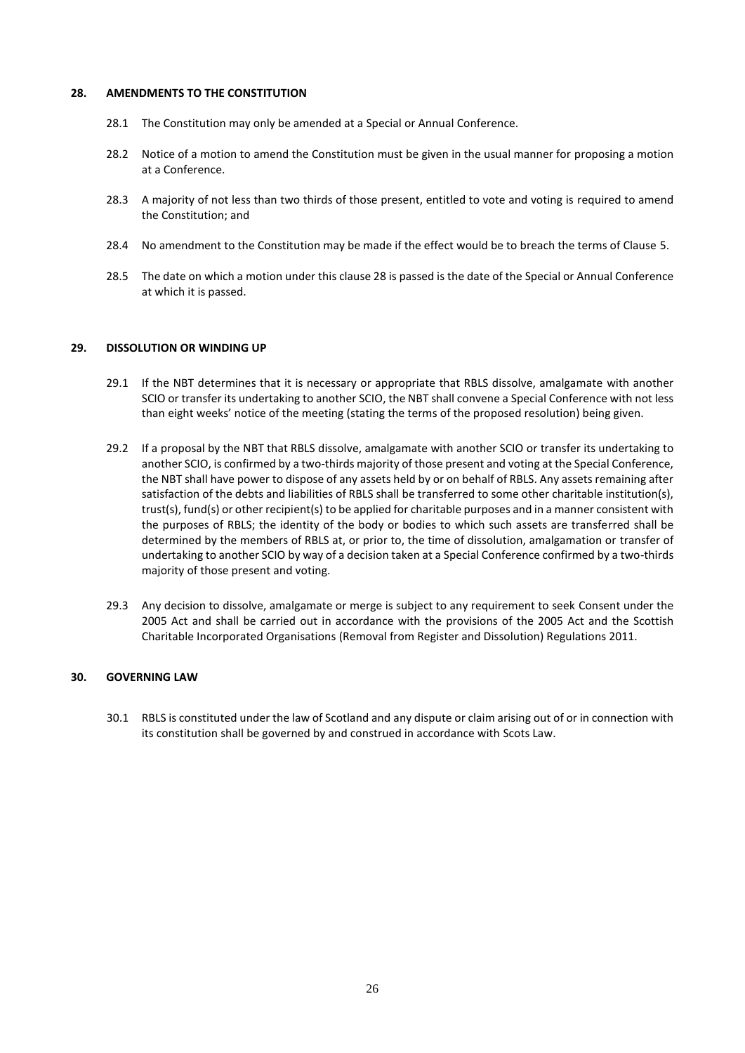## 28. AMENDMENTS TO THE CONSTITUTION

28.1 The Constitution may only be amended at a Special or Annual Conference.

28.2 Notice of a motion to amend the Constitution must be given in the usual manner for proposing a motion at a Conference.

28.3 A majority of not less than two thirds of those present, entitled to vote and voting is required to amend the Constitution; and

28.4 No amendment to the Constitution may be made if the effect would be to breach the terms of Clause 5.

28.5 The date on which a motion under this clause 28 is passed is the date of the Special or Annual Conference at which it is passed.

## 29. DISSOLUTION OR WINDING UP

29.1 If the NBT determines that it is necessary or appropriate that RBLS dissolve, amalgamate with another SCIO or transfer its undertaking to another SCIO, the NBT shall convene a Special Conference with not less than eight weeks' notice of the meeting (stating the terms of the proposed resolution) being given.

29.2 If a proposal by the NBT that RBLS dissolve, amalgamate with another SCIO or transfer its undertaking to another SCIO, is confirmed by a two-thirds majority of those present and voting at the Special Conference, the NBT shall have power to dispose of any assets held by or on behalf of RBLS. Any assets remaining after satisfaction of the debts and liabilities of RBLS shall be transferred to some other charitable institution(s), trust(s), fund(s) or other recipient(s) to be applied for charitable purposes and in a manner consistent with the purposes of RBLS; the identity of the body or bodies to which such assets are transferred shall be determined by the members of RBLS at, or prior to, the time of dissolution, amalgamation or transfer of undertaking to another SCIO by way of a decision taken at a Special Conference confirmed by a two-thirds majority of those present and voting.

29.3 Any decision to dissolve, amalgamate or merge is subject to any requirement to seek Consent under the 2005 Act and shall be carried out in accordance with the provisions of the 2005 Act and the Scottish Charitable Incorporated Organisations (Removal from Register and Dissolution) Regulations 2011.

## 30. GOVERNING LAW

30.1 RBLS is constituted under the law of Scotland and any dispute or claim arising out of or in connection with its constitution shall be governed by and construed in accordance with Scots Law.